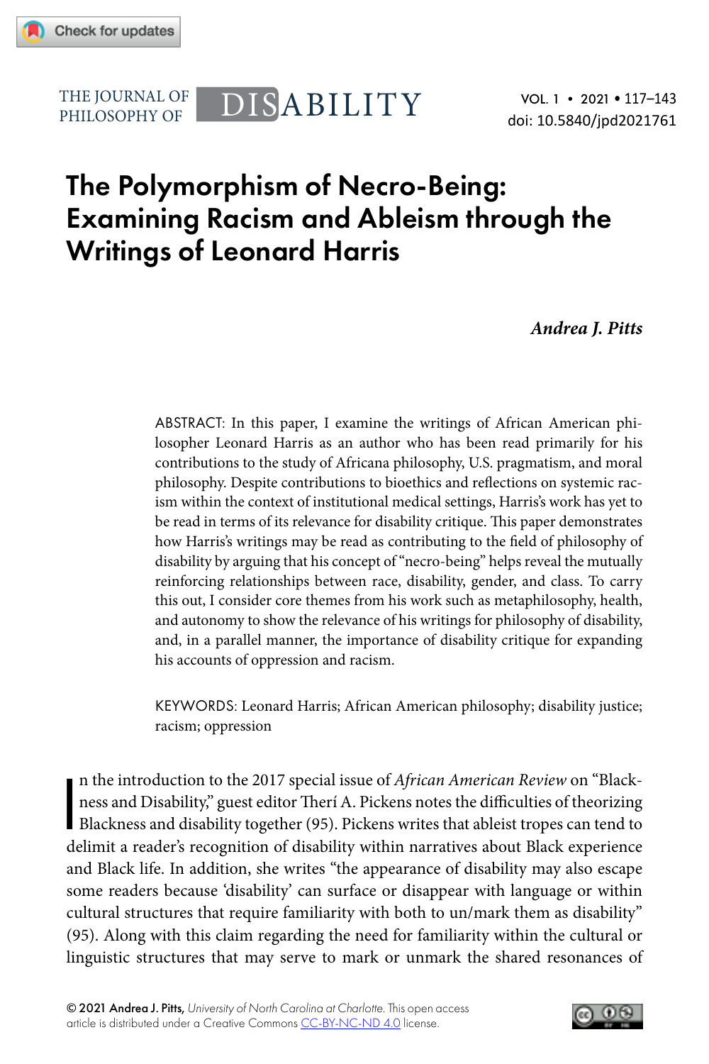# The Polymorphism of Necro-Being: Examining Racism and Ableism through the Writings of Leonard Harris

*Andrea J. Pitts*

ABSTRACT: In this paper, I examine the writings of African American philosopher Leonard Harris as an author who has been read primarily for his contributions to the study of Africana philosophy, U.S. pragmatism, and moral philosophy. Despite contributions to bioethics and reflections on systemic racism within the context of institutional medical settings, Harris's work has yet to be read in terms of its relevance for disability critique. This paper demonstrates how Harris's writings may be read as contributing to the field of philosophy of disability by arguing that his concept of "necro-being" helps reveal the mutually reinforcing relationships between race, disability, gender, and class. To carry this out, I consider core themes from his work such as metaphilosophy, health, and autonomy to show the relevance of his writings for philosophy of disability, and, in a parallel manner, the importance of disability critique for expanding his accounts of oppression and racism.

KEYWORDS: Leonard Harris; African American philosophy; disability justice; racism; oppression

In the introduction to the 2017 special issue of *African American Review* on "Blackness and Disability," guest editor Therí A. Pickens notes the difficulties of theorizing Blackness and disability together (95). Pickens writes that ableist tropes can tend to delimit a reader's recognition of disability within narratives about Black experience and Black life. In addition, she writes "the appearance of disability may also escape some readers because 'disability' can surface or disappear with language or within cultural structures that require familiarity with both to un/mark them as disability" (95). Along with this claim regarding the need for familiarity within the cultural or linguistic structures that may serve to mark or unmark the shared resonances of

© 2021 Andrea J. Pitts, *University of North Carolina at Charlotte*. This open access article is distributed under a Creative Commons CC-BY-NC-ND 4.0 license.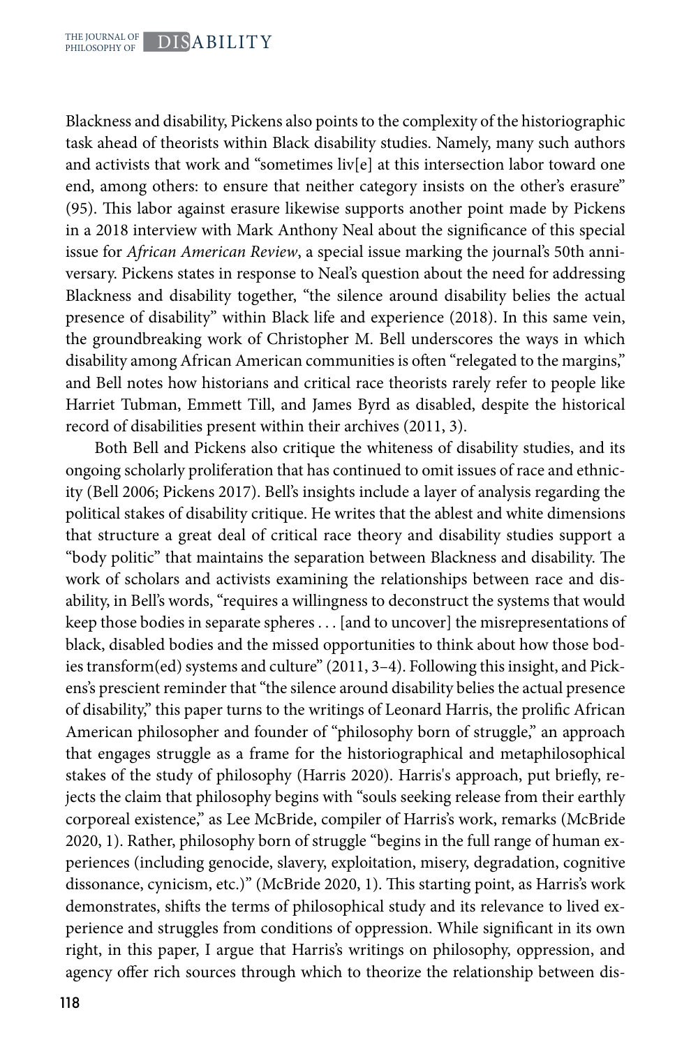Blackness and disability, Pickens also points to the complexity of the historiographic task ahead of theorists within Black disability studies. Namely, many such authors and activists that work and "sometimes liv[e] at this intersection labor toward one end, among others: to ensure that neither category insists on the other's erasure" (95). This labor against erasure likewise supports another point made by Pickens in a 2018 interview with Mark Anthony Neal about the significance of this special issue for *African American Review*, a special issue marking the journal's 50th anniversary. Pickens states in response to Neal's question about the need for addressing Blackness and disability together, "the silence around disability belies the actual presence of disability" within Black life and experience (2018). In this same vein, the groundbreaking work of Christopher M. Bell underscores the ways in which disability among African American communities is often "relegated to the margins," and Bell notes how historians and critical race theorists rarely refer to people like Harriet Tubman, Emmett Till, and James Byrd as disabled, despite the historical record of disabilities present within their archives (2011, 3).

Both Bell and Pickens also critique the whiteness of disability studies, and its ongoing scholarly proliferation that has continued to omit issues of race and ethnicity (Bell 2006; Pickens 2017). Bell's insights include a layer of analysis regarding the political stakes of disability critique. He writes that the ablest and white dimensions that structure a great deal of critical race theory and disability studies support a "body politic" that maintains the separation between Blackness and disability. The work of scholars and activists examining the relationships between race and disability, in Bell's words, "requires a willingness to deconstruct the systems that would keep those bodies in separate spheres . . . [and to uncover] the misrepresentations of black, disabled bodies and the missed opportunities to think about how those bodies transform(ed) systems and culture" (2011, 3–4). Following this insight, and Pickens's prescient reminder that "the silence around disability belies the actual presence of disability," this paper turns to the writings of Leonard Harris, the prolific African American philosopher and founder of "philosophy born of struggle," an approach that engages struggle as a frame for the historiographical and metaphilosophical stakes of the study of philosophy (Harris 2020). Harris's approach, put briefly, rejects the claim that philosophy begins with "souls seeking release from their earthly corporeal existence," as Lee McBride, compiler of Harris's work, remarks (McBride 2020, 1). Rather, philosophy born of struggle "begins in the full range of human experiences (including genocide, slavery, exploitation, misery, degradation, cognitive dissonance, cynicism, etc.)" (McBride 2020, 1). This starting point, as Harris's work demonstrates, shifts the terms of philosophical study and its relevance to lived experience and struggles from conditions of oppression. While significant in its own right, in this paper, I argue that Harris's writings on philosophy, oppression, and agency offer rich sources through which to theorize the relationship between dis-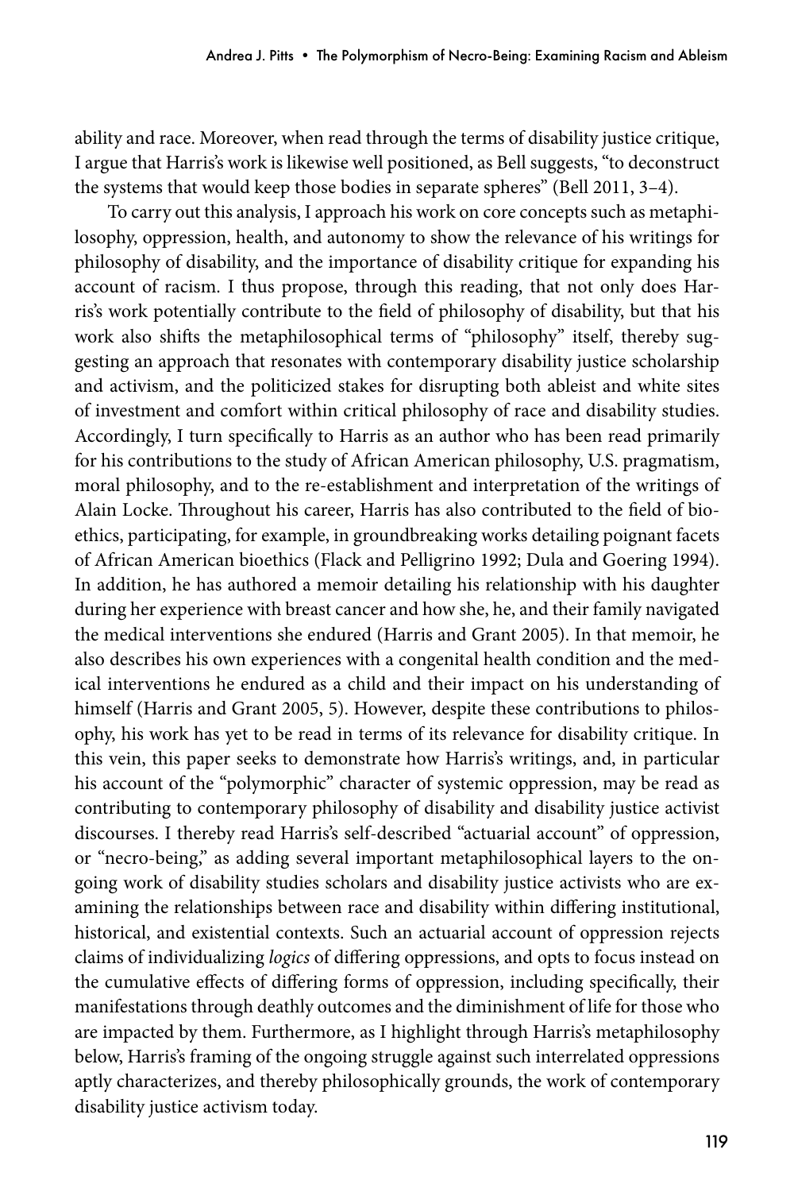ability and race. Moreover, when read through the terms of disability justice critique, I argue that Harris's work is likewise well positioned, as Bell suggests, "to deconstruct the systems that would keep those bodies in separate spheres" (Bell 2011, 3–4).

To carry out this analysis, I approach his work on core concepts such as metaphilosophy, oppression, health, and autonomy to show the relevance of his writings for philosophy of disability, and the importance of disability critique for expanding his account of racism. I thus propose, through this reading, that not only does Harris's work potentially contribute to the field of philosophy of disability, but that his work also shifts the metaphilosophical terms of "philosophy" itself, thereby suggesting an approach that resonates with contemporary disability justice scholarship and activism, and the politicized stakes for disrupting both ableist and white sites of investment and comfort within critical philosophy of race and disability studies. Accordingly, I turn specifically to Harris as an author who has been read primarily for his contributions to the study of African American philosophy, U.S. pragmatism, moral philosophy, and to the re-establishment and interpretation of the writings of Alain Locke. Throughout his career, Harris has also contributed to the field of bioethics, participating, for example, in groundbreaking works detailing poignant facets of African American bioethics (Flack and Pelligrino 1992; Dula and Goering 1994). In addition, he has authored a memoir detailing his relationship with his daughter during her experience with breast cancer and how she, he, and their family navigated the medical interventions she endured (Harris and Grant 2005). In that memoir, he also describes his own experiences with a congenital health condition and the medical interventions he endured as a child and their impact on his understanding of himself (Harris and Grant 2005, 5). However, despite these contributions to philosophy, his work has yet to be read in terms of its relevance for disability critique. In this vein, this paper seeks to demonstrate how Harris's writings, and, in particular his account of the "polymorphic" character of systemic oppression, may be read as contributing to contemporary philosophy of disability and disability justice activist discourses. I thereby read Harris's self-described "actuarial account" of oppression, or "necro-being," as adding several important metaphilosophical layers to the ongoing work of disability studies scholars and disability justice activists who are examining the relationships between race and disability within differing institutional, historical, and existential contexts. Such an actuarial account of oppression rejects claims of individualizing *logics* of differing oppressions, and opts to focus instead on the cumulative effects of differing forms of oppression, including specifically, their manifestations through deathly outcomes and the diminishment of life for those who are impacted by them. Furthermore, as I highlight through Harris's metaphilosophy below, Harris's framing of the ongoing struggle against such interrelated oppressions aptly characterizes, and thereby philosophically grounds, the work of contemporary disability justice activism today.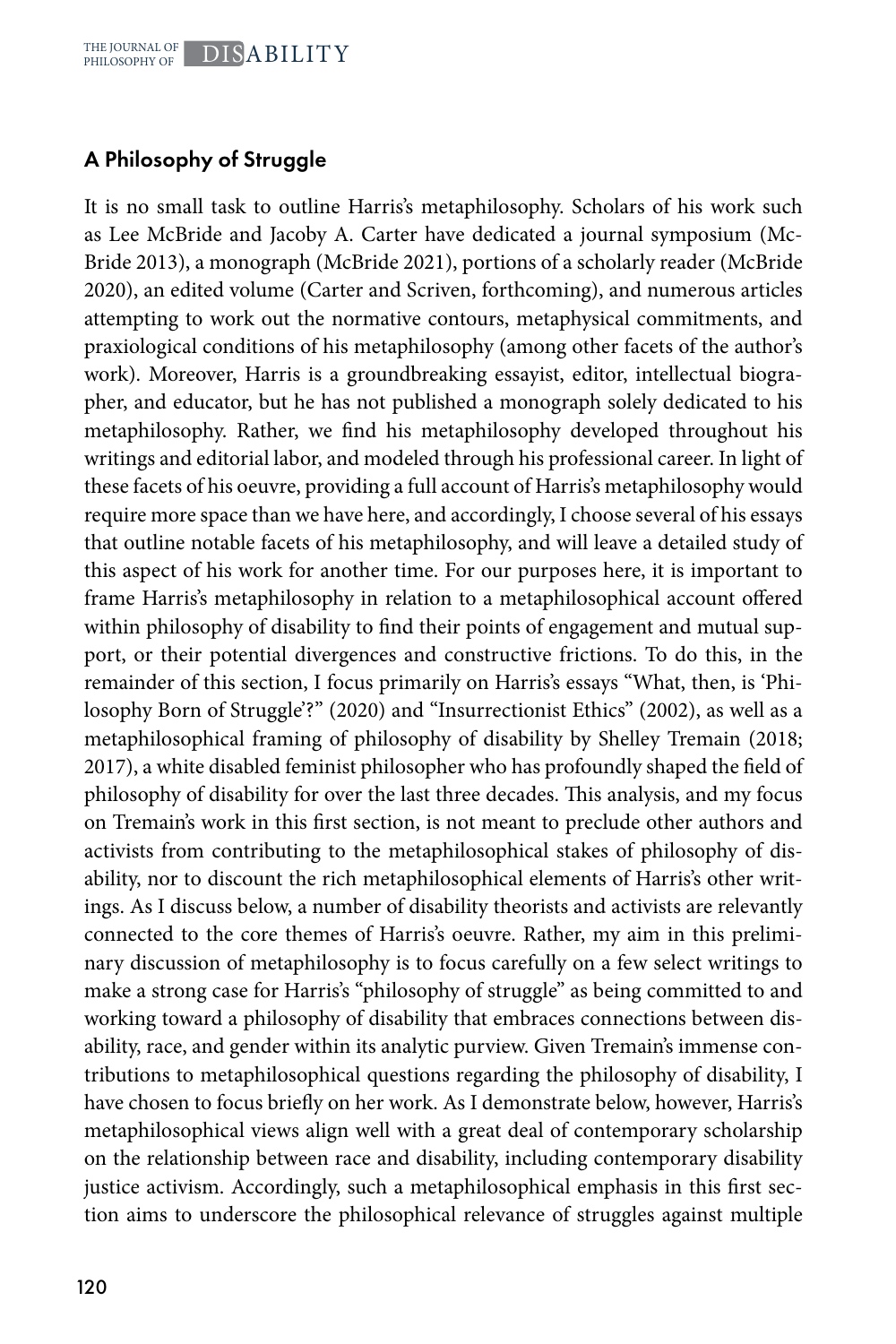## A Philosophy of Struggle

It is no small task to outline Harris's metaphilosophy. Scholars of his work such as Lee McBride and Jacoby A. Carter have dedicated a journal symposium (McBride 2013), a monograph (McBride 2021), portions of a scholarly reader (McBride 2020), an edited volume (Carter and Scriven, forthcoming), and numerous articles attempting to work out the normative contours, metaphysical commitments, and praxiological conditions of his metaphilosophy (among other facets of the author's work). Moreover, Harris is a groundbreaking essayist, editor, intellectual biographer, and educator, but he has not published a monograph solely dedicated to his metaphilosophy. Rather, we find his metaphilosophy developed throughout his writings and editorial labor, and modeled through his professional career. In light of these facets of his oeuvre, providing a full account of Harris's metaphilosophy would require more space than we have here, and accordingly, I choose several of his essays that outline notable facets of his metaphilosophy, and will leave a detailed study of this aspect of his work for another time. For our purposes here, it is important to frame Harris's metaphilosophy in relation to a metaphilosophical account offered within philosophy of disability to find their points of engagement and mutual support, or their potential divergences and constructive frictions. To do this, in the remainder of this section, I focus primarily on Harris's essays "What, then, is 'Philosophy Born of Struggle'?" (2020) and "Insurrectionist Ethics" (2002), as well as a metaphilosophical framing of philosophy of disability by Shelley Tremain (2018; 2017), a white disabled feminist philosopher who has profoundly shaped the field of philosophy of disability for over the last three decades. This analysis, and my focus on Tremain's work in this first section, is not meant to preclude other authors and activists from contributing to the metaphilosophical stakes of philosophy of disability, nor to discount the rich metaphilosophical elements of Harris's other writings. As I discuss below, a number of disability theorists and activists are relevantly connected to the core themes of Harris's oeuvre. Rather, my aim in this preliminary discussion of metaphilosophy is to focus carefully on a few select writings to make a strong case for Harris's "philosophy of struggle" as being committed to and working toward a philosophy of disability that embraces connections between disability, race, and gender within its analytic purview. Given Tremain's immense contributions to metaphilosophical questions regarding the philosophy of disability, I have chosen to focus briefly on her work. As I demonstrate below, however, Harris's metaphilosophical views align well with a great deal of contemporary scholarship on the relationship between race and disability, including contemporary disability justice activism. Accordingly, such a metaphilosophical emphasis in this first section aims to underscore the philosophical relevance of struggles against multiple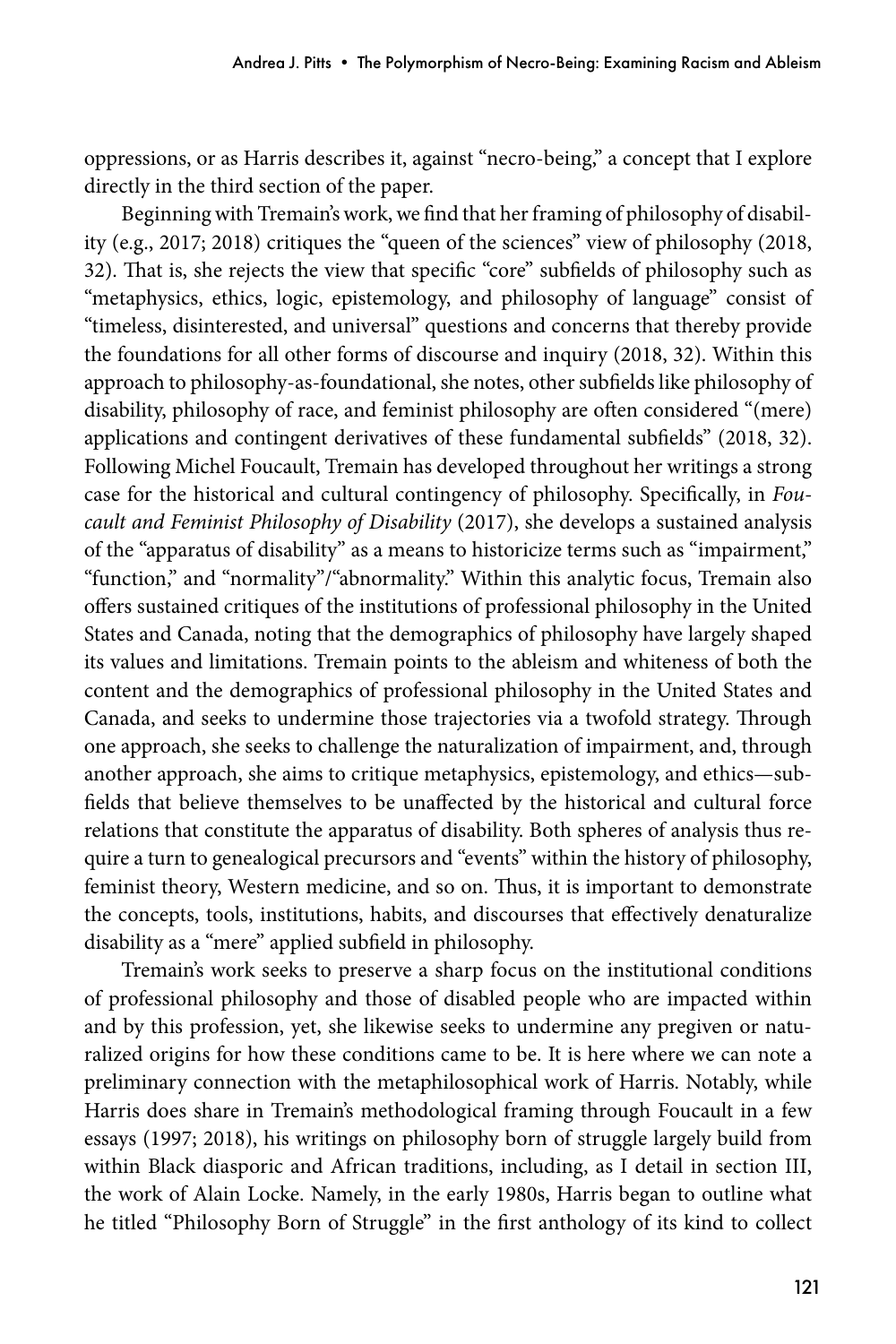oppressions, or as Harris describes it, against "necro-being," a concept that I explore directly in the third section of the paper.

Beginning with Tremain's work, we find that her framing of philosophy of disability (e.g., 2017; 2018) critiques the "queen of the sciences" view of philosophy (2018, 32). That is, she rejects the view that specific "core" subfields of philosophy such as "metaphysics, ethics, logic, epistemology, and philosophy of language" consist of "timeless, disinterested, and universal" questions and concerns that thereby provide the foundations for all other forms of discourse and inquiry (2018, 32). Within this approach to philosophy-as-foundational, she notes, other subfields like philosophy of disability, philosophy of race, and feminist philosophy are often considered "(mere) applications and contingent derivatives of these fundamental subfields" (2018, 32). Following Michel Foucault, Tremain has developed throughout her writings a strong case for the historical and cultural contingency of philosophy. Specifically, in *Foucault and Feminist Philosophy of Disability* (2017), she develops a sustained analysis of the "apparatus of disability" as a means to historicize terms such as "impairment," "function," and "normality"/"abnormality." Within this analytic focus, Tremain also offers sustained critiques of the institutions of professional philosophy in the United States and Canada, noting that the demographics of philosophy have largely shaped its values and limitations. Tremain points to the ableism and whiteness of both the content and the demographics of professional philosophy in the United States and Canada, and seeks to undermine those trajectories via a twofold strategy. Through one approach, she seeks to challenge the naturalization of impairment, and, through another approach, she aims to critique metaphysics, epistemology, and ethics—subfields that believe themselves to be unaffected by the historical and cultural force relations that constitute the apparatus of disability. Both spheres of analysis thus require a turn to genealogical precursors and "events" within the history of philosophy, feminist theory, Western medicine, and so on. Thus, it is important to demonstrate the concepts, tools, institutions, habits, and discourses that effectively denaturalize disability as a "mere" applied subfield in philosophy.

Tremain's work seeks to preserve a sharp focus on the institutional conditions of professional philosophy and those of disabled people who are impacted within and by this profession, yet, she likewise seeks to undermine any pregiven or naturalized origins for how these conditions came to be. It is here where we can note a preliminary connection with the metaphilosophical work of Harris. Notably, while Harris does share in Tremain's methodological framing through Foucault in a few essays (1997; 2018), his writings on philosophy born of struggle largely build from within Black diasporic and African traditions, including, as I detail in section III, the work of Alain Locke. Namely, in the early 1980s, Harris began to outline what he titled "Philosophy Born of Struggle" in the first anthology of its kind to collect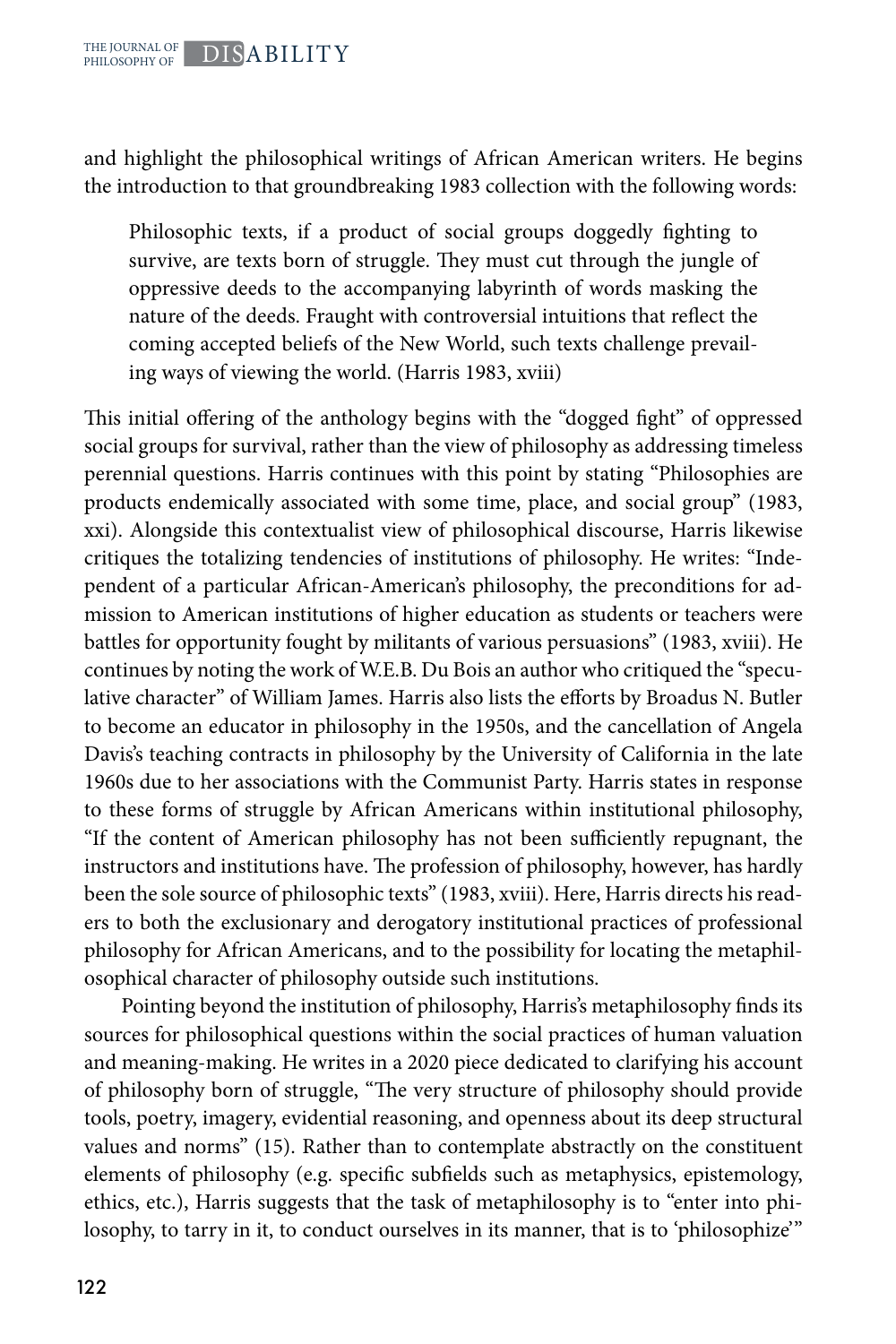and highlight the philosophical writings of African American writers. He begins the introduction to that groundbreaking 1983 collection with the following words:

> Philosophic texts, if a product of social groups doggedly fighting to survive, are texts born of struggle. They must cut through the jungle of oppressive deeds to the accompanying labyrinth of words masking the nature of the deeds. Fraught with controversial intuitions that reflect the coming accepted beliefs of the New World, such texts challenge prevailing ways of viewing the world. (Harris 1983, xviii)

This initial offering of the anthology begins with the "dogged fight" of oppressed social groups for survival, rather than the view of philosophy as addressing timeless perennial questions. Harris continues with this point by stating "Philosophies are products endemically associated with some time, place, and social group" (1983, xxi). Alongside this contextualist view of philosophical discourse, Harris likewise critiques the totalizing tendencies of institutions of philosophy. He writes: "Independent of a particular African-American's philosophy, the preconditions for admission to American institutions of higher education as students or teachers were battles for opportunity fought by militants of various persuasions" (1983, xviii). He continues by noting the work of W.E.B. Du Bois an author who critiqued the "speculative character" of William James. Harris also lists the efforts by Broadus N. Butler to become an educator in philosophy in the 1950s, and the cancellation of Angela Davis's teaching contracts in philosophy by the University of California in the late 1960s due to her associations with the Communist Party. Harris states in response to these forms of struggle by African Americans within institutional philosophy, "If the content of American philosophy has not been sufficiently repugnant, the instructors and institutions have. The profession of philosophy, however, has hardly been the sole source of philosophic texts" (1983, xviii). Here, Harris directs his readers to both the exclusionary and derogatory institutional practices of professional philosophy for African Americans, and to the possibility for locating the metaphilosophical character of philosophy outside such institutions.

Pointing beyond the institution of philosophy, Harris's metaphilosophy finds its sources for philosophical questions within the social practices of human valuation and meaning-making. He writes in a 2020 piece dedicated to clarifying his account of philosophy born of struggle, "The very structure of philosophy should provide tools, poetry, imagery, evidential reasoning, and openness about its deep structural values and norms" (15). Rather than to contemplate abstractly on the constituent elements of philosophy (e.g. specific subfields such as metaphysics, epistemology, ethics, etc.), Harris suggests that the task of metaphilosophy is to "enter into philosophy, to tarry in it, to conduct ourselves in its manner, that is to 'philosophize'"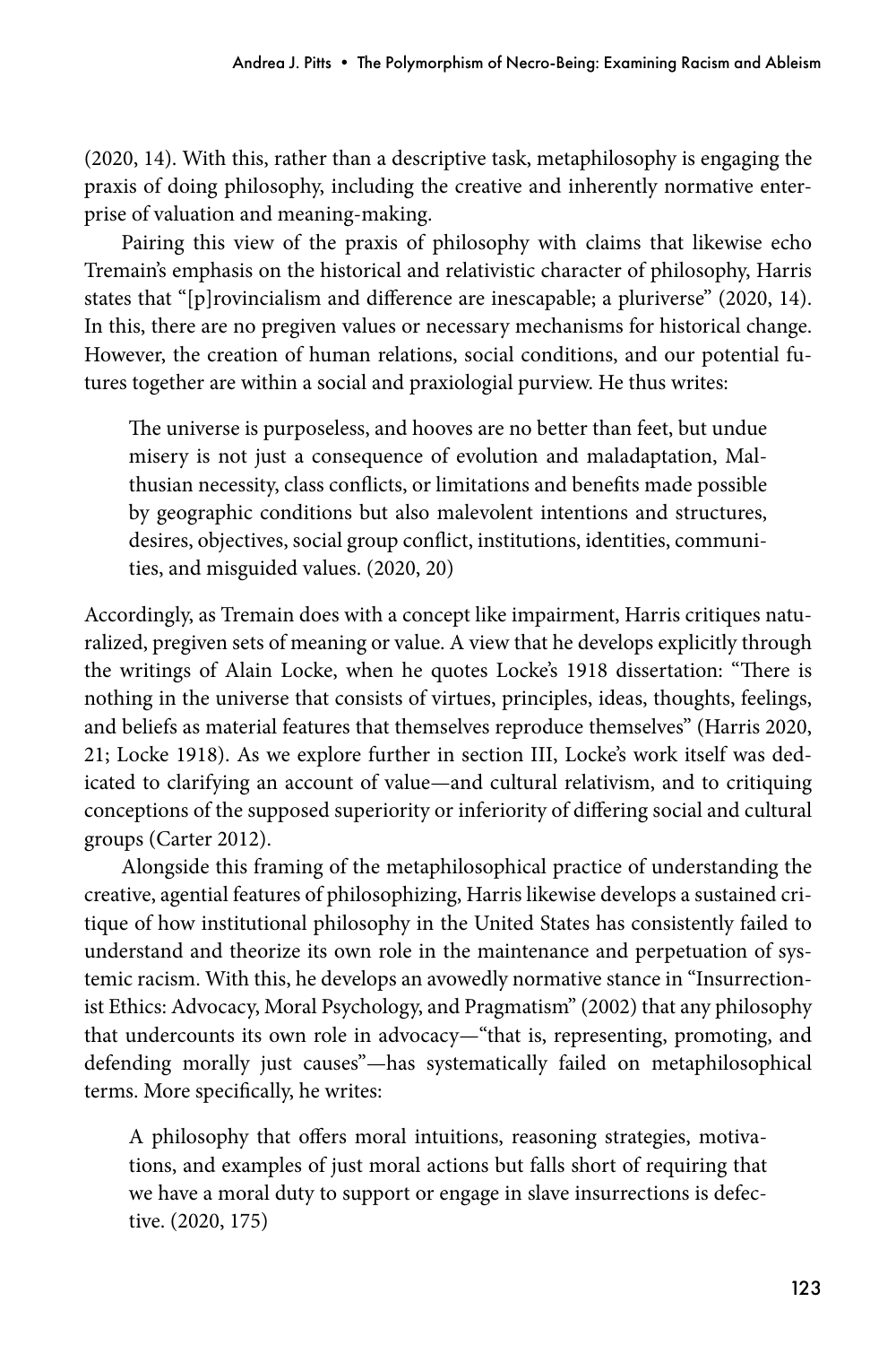(2020, 14). With this, rather than a descriptive task, metaphilosophy is engaging the praxis of doing philosophy, including the creative and inherently normative enterprise of valuation and meaning-making.

Pairing this view of the praxis of philosophy with claims that likewise echo Tremain's emphasis on the historical and relativistic character of philosophy, Harris states that "[p]rovincialism and difference are inescapable; a pluriverse" (2020, 14). In this, there are no pregiven values or necessary mechanisms for historical change. However, the creation of human relations, social conditions, and our potential futures together are within a social and praxiologial purview. He thus writes:

> The universe is purposeless, and hooves are no better than feet, but undue misery is not just a consequence of evolution and maladaptation, Malthusian necessity, class conflicts, or limitations and benefits made possible by geographic conditions but also malevolent intentions and structures, desires, objectives, social group conflict, institutions, identities, communities, and misguided values. (2020, 20)

Accordingly, as Tremain does with a concept like impairment, Harris critiques naturalized, pregiven sets of meaning or value. A view that he develops explicitly through the writings of Alain Locke, when he quotes Locke's 1918 dissertation: "There is nothing in the universe that consists of virtues, principles, ideas, thoughts, feelings, and beliefs as material features that themselves reproduce themselves" (Harris 2020, 21; Locke 1918). As we explore further in section III, Locke's work itself was dedicated to clarifying an account of value—and cultural relativism, and to critiquing conceptions of the supposed superiority or inferiority of differing social and cultural groups (Carter 2012).

Alongside this framing of the metaphilosophical practice of understanding the creative, agential features of philosophizing, Harris likewise develops a sustained critique of how institutional philosophy in the United States has consistently failed to understand and theorize its own role in the maintenance and perpetuation of systemic racism. With this, he develops an avowedly normative stance in "Insurrectionist Ethics: Advocacy, Moral Psychology, and Pragmatism" (2002) that any philosophy that undercounts its own role in advocacy—"that is, representing, promoting, and defending morally just causes"—has systematically failed on metaphilosophical terms. More specifically, he writes:

> A philosophy that offers moral intuitions, reasoning strategies, motivations, and examples of just moral actions but falls short of requiring that we have a moral duty to support or engage in slave insurrections is defective. (2020, 175)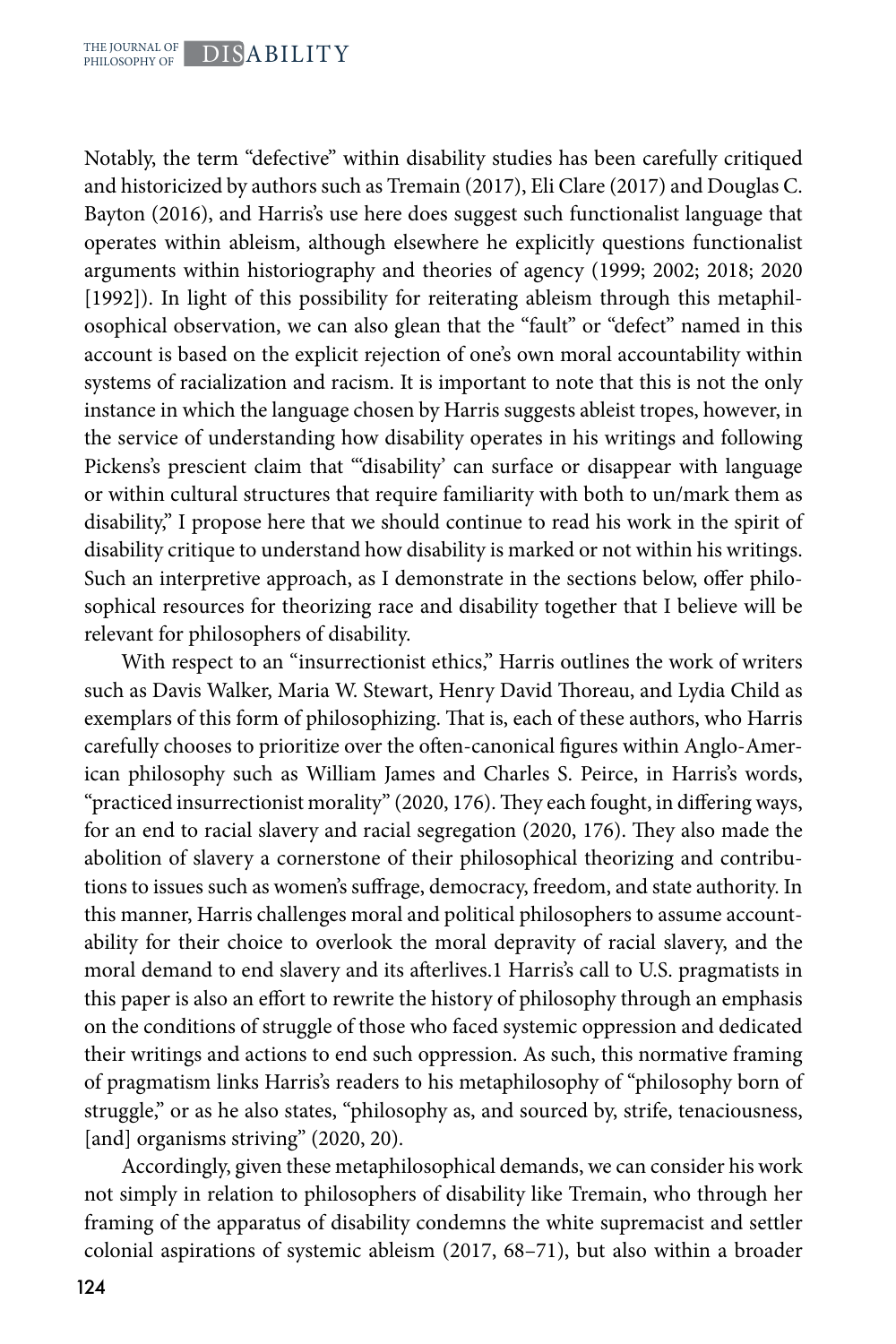Notably, the term "defective" within disability studies has been carefully critiqued and historicized by authors such as Tremain (2017), Eli Clare (2017) and Douglas C. Bayton (2016), and Harris's use here does suggest such functionalist language that operates within ableism, although elsewhere he explicitly questions functionalist arguments within historiography and theories of agency (1999; 2002; 2018; 2020 [1992]). In light of this possibility for reiterating ableism through this metaphilosophical observation, we can also glean that the "fault" or "defect" named in this account is based on the explicit rejection of one's own moral accountability within systems of racialization and racism. It is important to note that this is not the only instance in which the language chosen by Harris suggests ableist tropes, however, in the service of understanding how disability operates in his writings and following Pickens's prescient claim that "'disability' can surface or disappear with language or within cultural structures that require familiarity with both to un/mark them as disability," I propose here that we should continue to read his work in the spirit of disability critique to understand how disability is marked or not within his writings. Such an interpretive approach, as I demonstrate in the sections below, offer philosophical resources for theorizing race and disability together that I believe will be relevant for philosophers of disability.

With respect to an "insurrectionist ethics," Harris outlines the work of writers such as Davis Walker, Maria W. Stewart, Henry David Thoreau, and Lydia Child as exemplars of this form of philosophizing. That is, each of these authors, who Harris carefully chooses to prioritize over the often-canonical figures within Anglo-American philosophy such as William James and Charles S. Peirce, in Harris's words, "practiced insurrectionist morality" (2020, 176). They each fought, in differing ways, for an end to racial slavery and racial segregation (2020, 176). They also made the abolition of slavery a cornerstone of their philosophical theorizing and contributions to issues such as women's suffrage, democracy, freedom, and state authority. In this manner, Harris challenges moral and political philosophers to assume accountability for their choice to overlook the moral depravity of racial slavery, and the moral demand to end slavery and its afterlives.1 Harris's call to U.S. pragmatists in this paper is also an effort to rewrite the history of philosophy through an emphasis on the conditions of struggle of those who faced systemic oppression and dedicated their writings and actions to end such oppression. As such, this normative framing of pragmatism links Harris's readers to his metaphilosophy of "philosophy born of struggle," or as he also states, "philosophy as, and sourced by, strife, tenaciousness, [and] organisms striving" (2020, 20).

Accordingly, given these metaphilosophical demands, we can consider his work not simply in relation to philosophers of disability like Tremain, who through her framing of the apparatus of disability condemns the white supremacist and settler colonial aspirations of systemic ableism (2017, 68–71), but also within a broader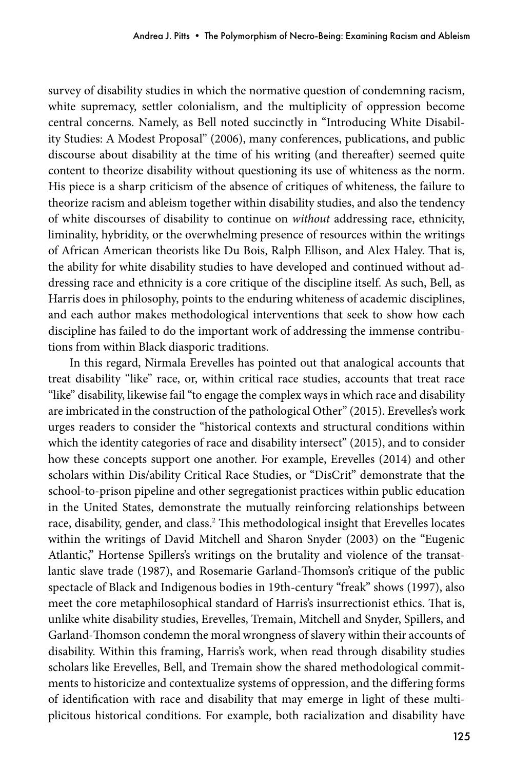survey of disability studies in which the normative question of condemning racism, white supremacy, settler colonialism, and the multiplicity of oppression become central concerns. Namely, as Bell noted succinctly in "Introducing White Disability Studies: A Modest Proposal" (2006), many conferences, publications, and public discourse about disability at the time of his writing (and thereafter) seemed quite content to theorize disability without questioning its use of whiteness as the norm. His piece is a sharp criticism of the absence of critiques of whiteness, the failure to theorize racism and ableism together within disability studies, and also the tendency of white discourses of disability to continue on *without* addressing race, ethnicity, liminality, hybridity, or the overwhelming presence of resources within the writings of African American theorists like Du Bois, Ralph Ellison, and Alex Haley. That is, the ability for white disability studies to have developed and continued without addressing race and ethnicity is a core critique of the discipline itself. As such, Bell, as Harris does in philosophy, points to the enduring whiteness of academic disciplines, and each author makes methodological interventions that seek to show how each discipline has failed to do the important work of addressing the immense contributions from within Black diasporic traditions.

In this regard, Nirmala Erevelles has pointed out that analogical accounts that treat disability "like" race, or, within critical race studies, accounts that treat race "like" disability, likewise fail "to engage the complex ways in which race and disability are imbricated in the construction of the pathological Other" (2015). Erevelles's work urges readers to consider the "historical contexts and structural conditions within which the identity categories of race and disability intersect" (2015), and to consider how these concepts support one another. For example, Erevelles (2014) and other scholars within Dis/ability Critical Race Studies, or "DisCrit" demonstrate that the school-to-prison pipeline and other segregationist practices within public education in the United States, demonstrate the mutually reinforcing relationships between race, disability, gender, and class.[2] This methodological insight that Erevelles locates within the writings of David Mitchell and Sharon Snyder (2003) on the "Eugenic Atlantic," Hortense Spillers's writings on the brutality and violence of the transatlantic slave trade (1987), and Rosemarie Garland-Thomson's critique of the public spectacle of Black and Indigenous bodies in 19th-century "freak" shows (1997), also meet the core metaphilosophical standard of Harris's insurrectionist ethics. That is, unlike white disability studies, Erevelles, Tremain, Mitchell and Snyder, Spillers, and Garland-Thomson condemn the moral wrongness of slavery within their accounts of disability. Within this framing, Harris's work, when read through disability studies scholars like Erevelles, Bell, and Tremain show the shared methodological commitments to historicize and contextualize systems of oppression, and the differing forms of identification with race and disability that may emerge in light of these multiplicitous historical conditions. For example, both racialization and disability have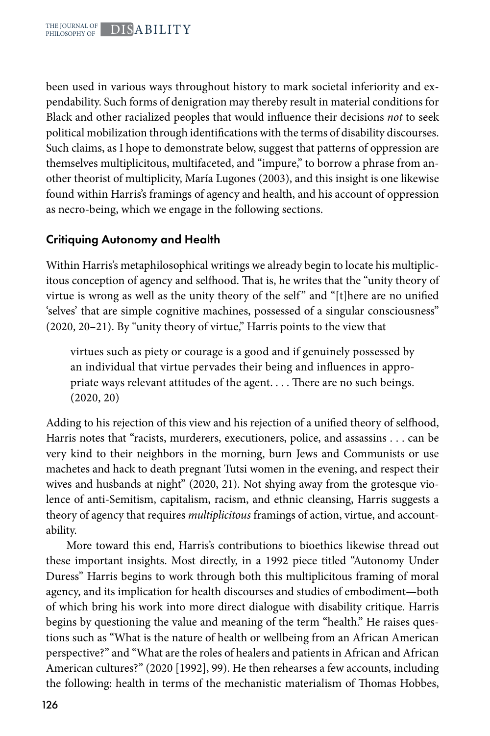been used in various ways throughout history to mark societal inferiority and expendability. Such forms of denigration may thereby result in material conditions for Black and other racialized peoples that would influence their decisions *not* to seek political mobilization through identifications with the terms of disability discourses. Such claims, as I hope to demonstrate below, suggest that patterns of oppression are themselves multiplicitous, multifaceted, and "impure," to borrow a phrase from another theorist of multiplicity, María Lugones (2003), and this insight is one likewise found within Harris's framings of agency and health, and his account of oppression as necro-being, which we engage in the following sections.

## Critiquing Autonomy and Health

Within Harris's metaphilosophical writings we already begin to locate his multiplicitous conception of agency and selfhood. That is, he writes that the "unity theory of virtue is wrong as well as the unity theory of the self" and "[t]here are no unified 'selves' that are simple cognitive machines, possessed of a singular consciousness" (2020, 20–21). By "unity theory of virtue," Harris points to the view that

> virtues such as piety or courage is a good and if genuinely possessed by an individual that virtue pervades their being and influences in appropriate ways relevant attitudes of the agent. . . . There are no such beings. (2020, 20)

Adding to his rejection of this view and his rejection of a unified theory of selfhood, Harris notes that "racists, murderers, executioners, police, and assassins . . . can be very kind to their neighbors in the morning, burn Jews and Communists or use machetes and hack to death pregnant Tutsi women in the evening, and respect their wives and husbands at night" (2020, 21). Not shying away from the grotesque violence of anti-Semitism, capitalism, racism, and ethnic cleansing, Harris suggests a theory of agency that requires *multiplicitous* framings of action, virtue, and accountability.

More toward this end, Harris's contributions to bioethics likewise thread out these important insights. Most directly, in a 1992 piece titled "Autonomy Under Duress" Harris begins to work through both this multiplicitous framing of moral agency, and its implication for health discourses and studies of embodiment—both of which bring his work into more direct dialogue with disability critique. Harris begins by questioning the value and meaning of the term "health." He raises questions such as "What is the nature of health or wellbeing from an African American perspective?" and "What are the roles of healers and patients in African and African American cultures?" (2020 [1992], 99). He then rehearses a few accounts, including the following: health in terms of the mechanistic materialism of Thomas Hobbes,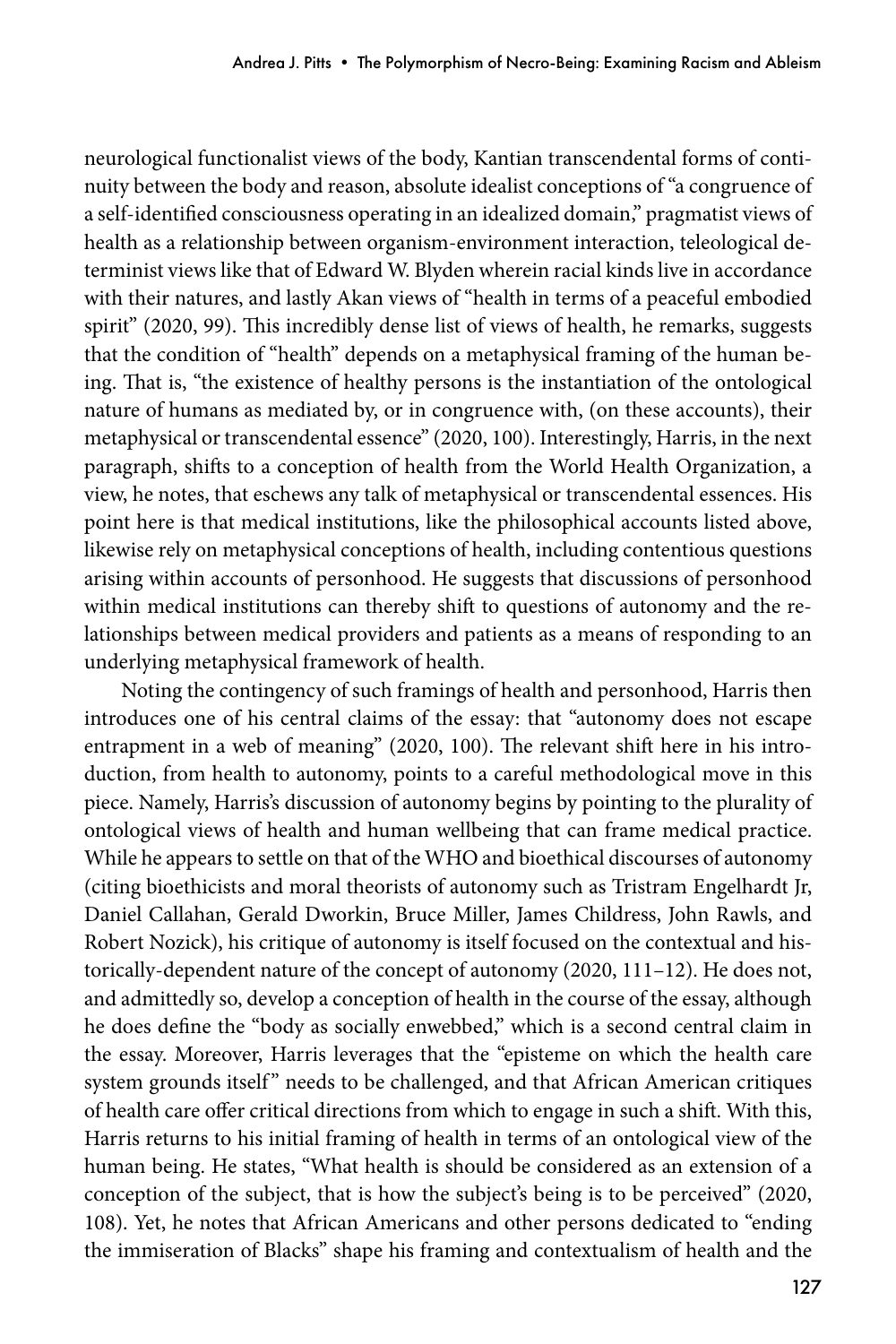neurological functionalist views of the body, Kantian transcendental forms of continuity between the body and reason, absolute idealist conceptions of "a congruence of a self-identified consciousness operating in an idealized domain," pragmatist views of health as a relationship between organism-environment interaction, teleological determinist views like that of Edward W. Blyden wherein racial kinds live in accordance with their natures, and lastly Akan views of "health in terms of a peaceful embodied spirit" (2020, 99). This incredibly dense list of views of health, he remarks, suggests that the condition of "health" depends on a metaphysical framing of the human being. That is, "the existence of healthy persons is the instantiation of the ontological nature of humans as mediated by, or in congruence with, (on these accounts), their metaphysical or transcendental essence" (2020, 100). Interestingly, Harris, in the next paragraph, shifts to a conception of health from the World Health Organization, a view, he notes, that eschews any talk of metaphysical or transcendental essences. His point here is that medical institutions, like the philosophical accounts listed above, likewise rely on metaphysical conceptions of health, including contentious questions arising within accounts of personhood. He suggests that discussions of personhood within medical institutions can thereby shift to questions of autonomy and the relationships between medical providers and patients as a means of responding to an underlying metaphysical framework of health.

Noting the contingency of such framings of health and personhood, Harris then introduces one of his central claims of the essay: that "autonomy does not escape entrapment in a web of meaning" (2020, 100). The relevant shift here in his introduction, from health to autonomy, points to a careful methodological move in this piece. Namely, Harris's discussion of autonomy begins by pointing to the plurality of ontological views of health and human wellbeing that can frame medical practice. While he appears to settle on that of the WHO and bioethical discourses of autonomy (citing bioethicists and moral theorists of autonomy such as Tristram Engelhardt Jr, Daniel Callahan, Gerald Dworkin, Bruce Miller, James Childress, John Rawls, and Robert Nozick), his critique of autonomy is itself focused on the contextual and historically-dependent nature of the concept of autonomy (2020, 111–12). He does not, and admittedly so, develop a conception of health in the course of the essay, although he does define the "body as socially enwebbed," which is a second central claim in the essay. Moreover, Harris leverages that the "episteme on which the health care system grounds itself" needs to be challenged, and that African American critiques of health care offer critical directions from which to engage in such a shift. With this, Harris returns to his initial framing of health in terms of an ontological view of the human being. He states, "What health is should be considered as an extension of a conception of the subject, that is how the subject's being is to be perceived" (2020, 108). Yet, he notes that African Americans and other persons dedicated to "ending the immiseration of Blacks" shape his framing and contextualism of health and the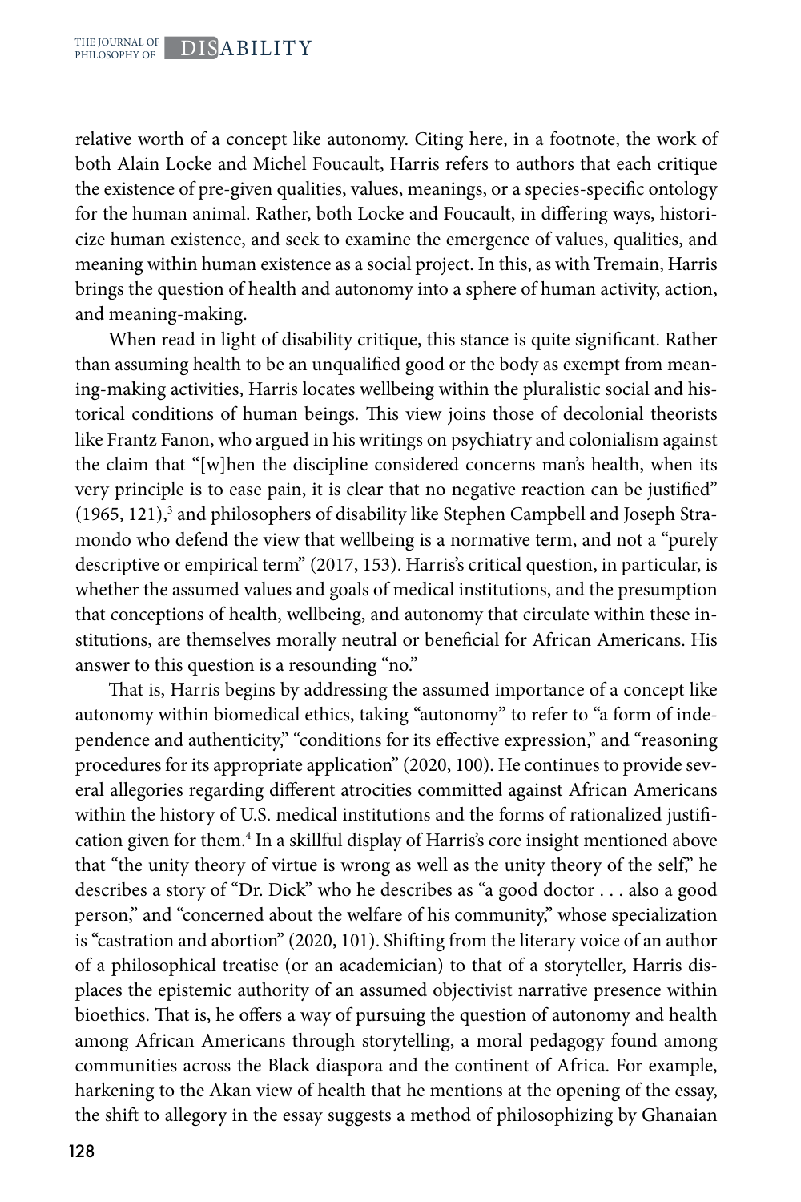relative worth of a concept like autonomy. Citing here, in a footnote, the work of both Alain Locke and Michel Foucault, Harris refers to authors that each critique the existence of pre-given qualities, values, meanings, or a species-specific ontology for the human animal. Rather, both Locke and Foucault, in differing ways, historicize human existence, and seek to examine the emergence of values, qualities, and meaning within human existence as a social project. In this, as with Tremain, Harris brings the question of health and autonomy into a sphere of human activity, action, and meaning-making.

When read in light of disability critique, this stance is quite significant. Rather than assuming health to be an unqualified good or the body as exempt from meaning-making activities, Harris locates wellbeing within the pluralistic social and historical conditions of human beings. This view joins those of decolonial theorists like Frantz Fanon, who argued in his writings on psychiatry and colonialism against the claim that "[w]hen the discipline considered concerns man's health, when its very principle is to ease pain, it is clear that no negative reaction can be justified" (1965, 121),[3] and philosophers of disability like Stephen Campbell and Joseph Stramondo who defend the view that wellbeing is a normative term, and not a "purely descriptive or empirical term" (2017, 153). Harris's critical question, in particular, is whether the assumed values and goals of medical institutions, and the presumption that conceptions of health, wellbeing, and autonomy that circulate within these institutions, are themselves morally neutral or beneficial for African Americans. His answer to this question is a resounding "no."

That is, Harris begins by addressing the assumed importance of a concept like autonomy within biomedical ethics, taking "autonomy" to refer to "a form of independence and authenticity," "conditions for its effective expression," and "reasoning procedures for its appropriate application" (2020, 100). He continues to provide several allegories regarding different atrocities committed against African Americans within the history of U.S. medical institutions and the forms of rationalized justification given for them.[4] In a skillful display of Harris's core insight mentioned above that "the unity theory of virtue is wrong as well as the unity theory of the self," he describes a story of "Dr. Dick" who he describes as "a good doctor . . . also a good person," and "concerned about the welfare of his community," whose specialization is "castration and abortion" (2020, 101). Shifting from the literary voice of an author of a philosophical treatise (or an academician) to that of a storyteller, Harris displaces the epistemic authority of an assumed objectivist narrative presence within bioethics. That is, he offers a way of pursuing the question of autonomy and health among African Americans through storytelling, a moral pedagogy found among communities across the Black diaspora and the continent of Africa. For example, harkening to the Akan view of health that he mentions at the opening of the essay, the shift to allegory in the essay suggests a method of philosophizing by Ghanaian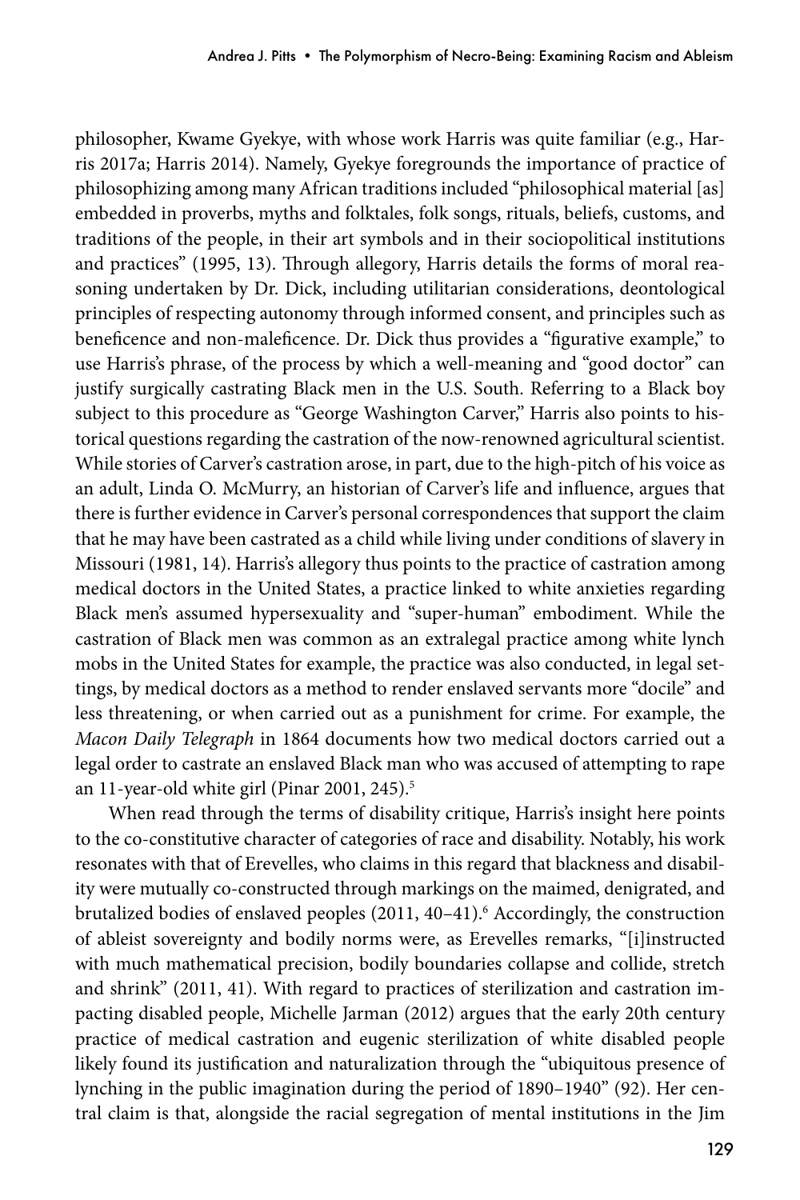philosopher, Kwame Gyekye, with whose work Harris was quite familiar (e.g., Harris 2017a; Harris 2014). Namely, Gyekye foregrounds the importance of practice of philosophizing among many African traditions included "philosophical material [as] embedded in proverbs, myths and folktales, folk songs, rituals, beliefs, customs, and traditions of the people, in their art symbols and in their sociopolitical institutions and practices" (1995, 13). Through allegory, Harris details the forms of moral reasoning undertaken by Dr. Dick, including utilitarian considerations, deontological principles of respecting autonomy through informed consent, and principles such as beneficence and non-maleficence. Dr. Dick thus provides a "figurative example," to use Harris's phrase, of the process by which a well-meaning and "good doctor" can justify surgically castrating Black men in the U.S. South. Referring to a Black boy subject to this procedure as "George Washington Carver," Harris also points to historical questions regarding the castration of the now-renowned agricultural scientist. While stories of Carver's castration arose, in part, due to the high-pitch of his voice as an adult, Linda O. McMurry, an historian of Carver's life and influence, argues that there is further evidence in Carver's personal correspondences that support the claim that he may have been castrated as a child while living under conditions of slavery in Missouri (1981, 14). Harris's allegory thus points to the practice of castration among medical doctors in the United States, a practice linked to white anxieties regarding Black men's assumed hypersexuality and "super-human" embodiment. While the castration of Black men was common as an extralegal practice among white lynch mobs in the United States for example, the practice was also conducted, in legal settings, by medical doctors as a method to render enslaved servants more "docile" and less threatening, or when carried out as a punishment for crime. For example, the *Macon Daily Telegraph* in 1864 documents how two medical doctors carried out a legal order to castrate an enslaved Black man who was accused of attempting to rape an 11-year-old white girl (Pinar 2001, 245).[5]

When read through the terms of disability critique, Harris's insight here points to the co-constitutive character of categories of race and disability. Notably, his work resonates with that of Erevelles, who claims in this regard that blackness and disability were mutually co-constructed through markings on the maimed, denigrated, and brutalized bodies of enslaved peoples (2011, 40–41).[6] Accordingly, the construction of ableist sovereignty and bodily norms were, as Erevelles remarks, "[i]instructed with much mathematical precision, bodily boundaries collapse and collide, stretch and shrink" (2011, 41). With regard to practices of sterilization and castration impacting disabled people, Michelle Jarman (2012) argues that the early 20th century practice of medical castration and eugenic sterilization of white disabled people likely found its justification and naturalization through the "ubiquitous presence of lynching in the public imagination during the period of 1890–1940" (92). Her central claim is that, alongside the racial segregation of mental institutions in the Jim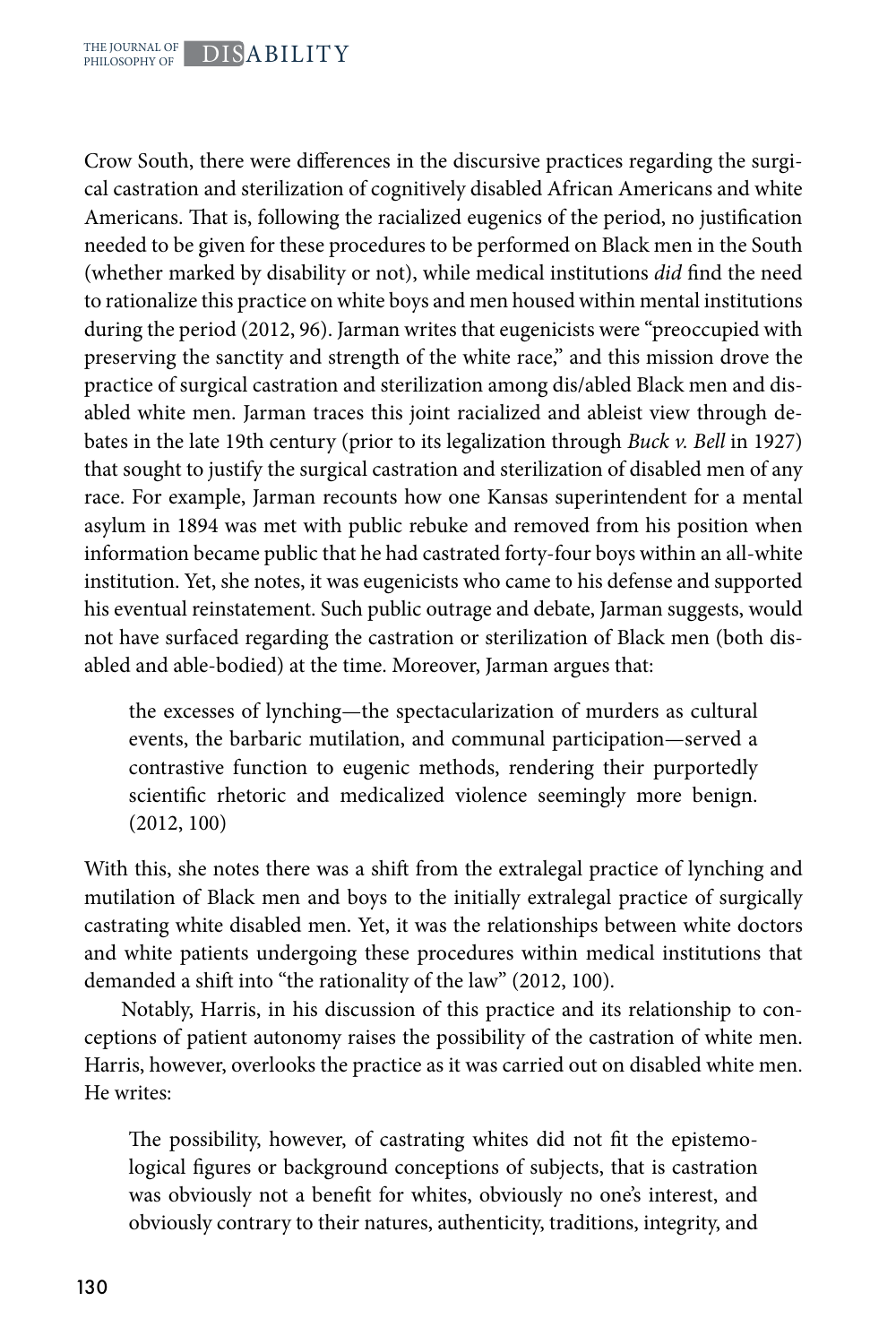Crow South, there were differences in the discursive practices regarding the surgical castration and sterilization of cognitively disabled African Americans and white Americans. That is, following the racialized eugenics of the period, no justification needed to be given for these procedures to be performed on Black men in the South (whether marked by disability or not), while medical institutions *did* find the need to rationalize this practice on white boys and men housed within mental institutions during the period (2012, 96). Jarman writes that eugenicists were "preoccupied with preserving the sanctity and strength of the white race," and this mission drove the practice of surgical castration and sterilization among dis/abled Black men and disabled white men. Jarman traces this joint racialized and ableist view through debates in the late 19th century (prior to its legalization through *Buck v. Bell* in 1927) that sought to justify the surgical castration and sterilization of disabled men of any race. For example, Jarman recounts how one Kansas superintendent for a mental asylum in 1894 was met with public rebuke and removed from his position when information became public that he had castrated forty-four boys within an all-white institution. Yet, she notes, it was eugenicists who came to his defense and supported his eventual reinstatement. Such public outrage and debate, Jarman suggests, would not have surfaced regarding the castration or sterilization of Black men (both disabled and able-bodied) at the time. Moreover, Jarman argues that:

> the excesses of lynching—the spectacularization of murders as cultural events, the barbaric mutilation, and communal participation—served a contrastive function to eugenic methods, rendering their purportedly scientific rhetoric and medicalized violence seemingly more benign. (2012, 100)

With this, she notes there was a shift from the extralegal practice of lynching and mutilation of Black men and boys to the initially extralegal practice of surgically castrating white disabled men. Yet, it was the relationships between white doctors and white patients undergoing these procedures within medical institutions that demanded a shift into "the rationality of the law" (2012, 100).

Notably, Harris, in his discussion of this practice and its relationship to conceptions of patient autonomy raises the possibility of the castration of white men. Harris, however, overlooks the practice as it was carried out on disabled white men. He writes:

> The possibility, however, of castrating whites did not fit the epistemological figures or background conceptions of subjects, that is castration was obviously not a benefit for whites, obviously no one's interest, and obviously contrary to their natures, authenticity, traditions, integrity, and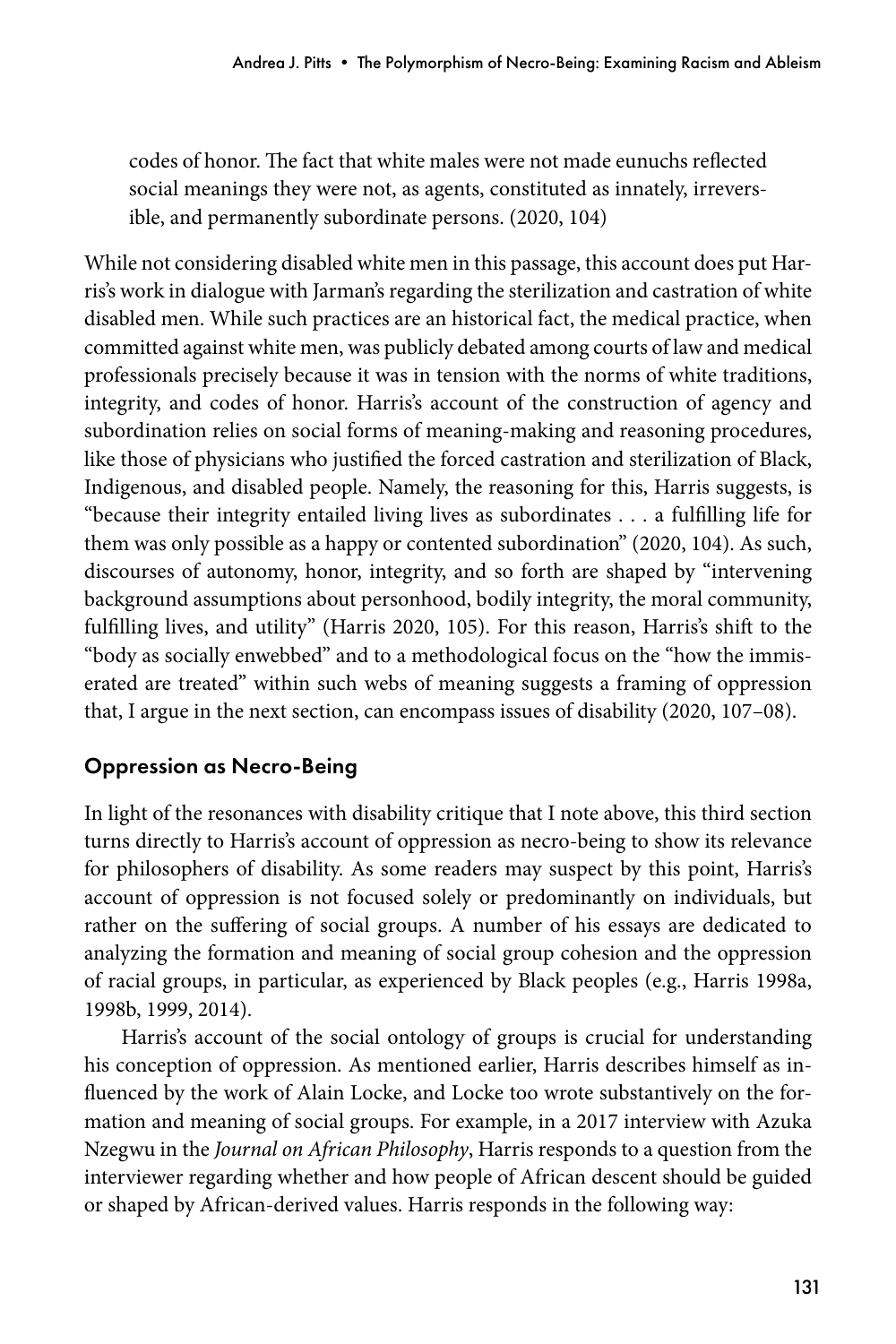codes of honor. The fact that white males were not made eunuchs reflected social meanings they were not, as agents, constituted as innately, irreversible, and permanently subordinate persons. (2020, 104)

While not considering disabled white men in this passage, this account does put Harris's work in dialogue with Jarman's regarding the sterilization and castration of white disabled men. While such practices are an historical fact, the medical practice, when committed against white men, was publicly debated among courts of law and medical professionals precisely because it was in tension with the norms of white traditions, integrity, and codes of honor. Harris's account of the construction of agency and subordination relies on social forms of meaning-making and reasoning procedures, like those of physicians who justified the forced castration and sterilization of Black, Indigenous, and disabled people. Namely, the reasoning for this, Harris suggests, is "because their integrity entailed living lives as subordinates . . . a fulfilling life for them was only possible as a happy or contented subordination" (2020, 104). As such, discourses of autonomy, honor, integrity, and so forth are shaped by "intervening background assumptions about personhood, bodily integrity, the moral community, fulfilling lives, and utility" (Harris 2020, 105). For this reason, Harris's shift to the "body as socially enwebbed" and to a methodological focus on the "how the immiserated are treated" within such webs of meaning suggests a framing of oppression that, I argue in the next section, can encompass issues of disability (2020, 107–08).

## Oppression as Necro-Being

In light of the resonances with disability critique that I note above, this third section turns directly to Harris's account of oppression as necro-being to show its relevance for philosophers of disability. As some readers may suspect by this point, Harris's account of oppression is not focused solely or predominantly on individuals, but rather on the suffering of social groups. A number of his essays are dedicated to analyzing the formation and meaning of social group cohesion and the oppression of racial groups, in particular, as experienced by Black peoples (e.g., Harris 1998a, 1998b, 1999, 2014).

Harris's account of the social ontology of groups is crucial for understanding his conception of oppression. As mentioned earlier, Harris describes himself as influenced by the work of Alain Locke, and Locke too wrote substantively on the formation and meaning of social groups. For example, in a 2017 interview with Azuka Nzegwu in the *Journal on African Philosophy*, Harris responds to a question from the interviewer regarding whether and how people of African descent should be guided or shaped by African-derived values. Harris responds in the following way: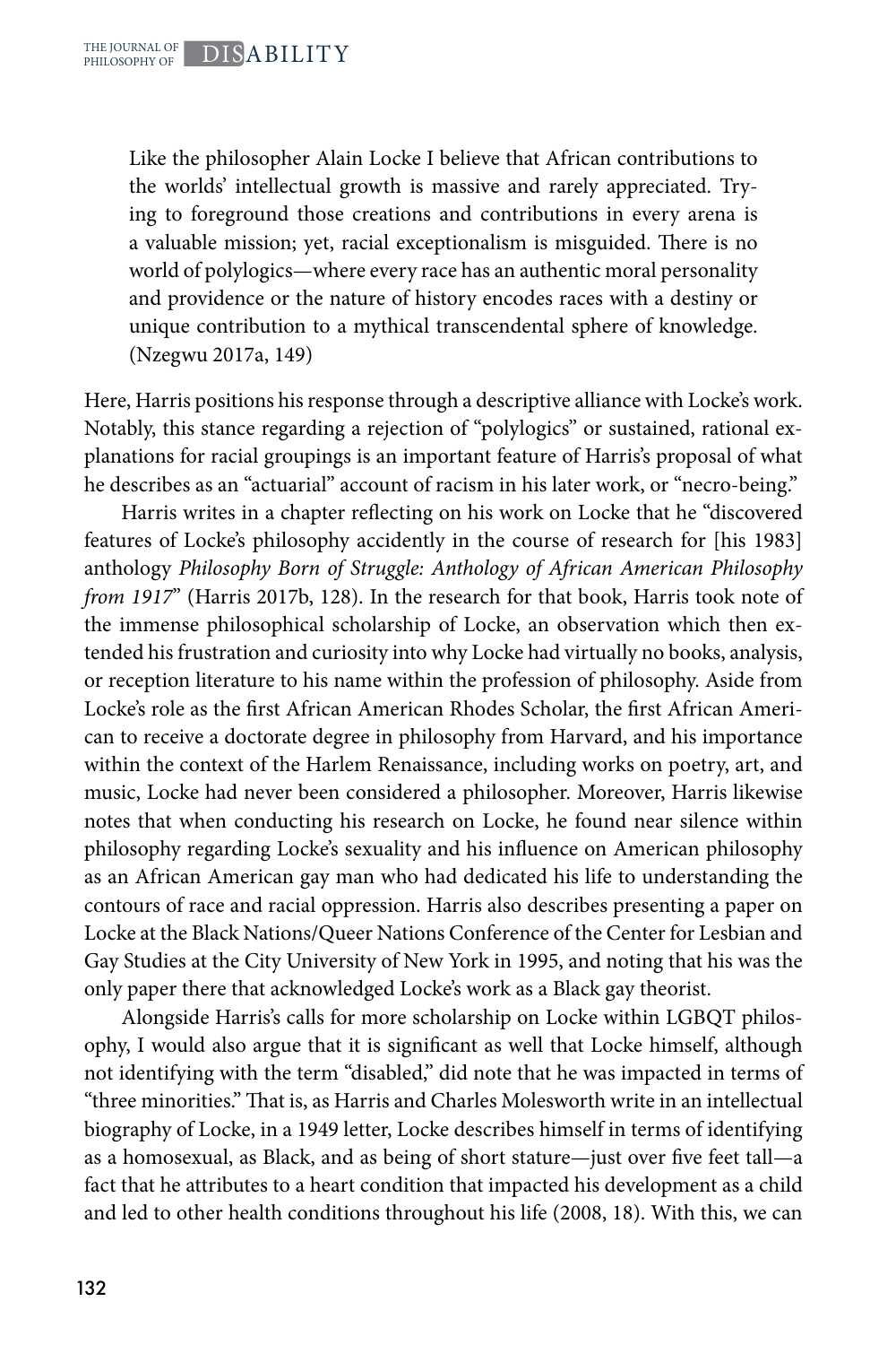> Like the philosopher Alain Locke I believe that African contributions to the worlds' intellectual growth is massive and rarely appreciated. Trying to foreground those creations and contributions in every arena is a valuable mission; yet, racial exceptionalism is misguided. There is no world of polylogics—where every race has an authentic moral personality and providence or the nature of history encodes races with a destiny or unique contribution to a mythical transcendental sphere of knowledge. (Nzegwu 2017a, 149)

Here, Harris positions his response through a descriptive alliance with Locke's work. Notably, this stance regarding a rejection of "polylogics" or sustained, rational explanations for racial groupings is an important feature of Harris's proposal of what he describes as an "actuarial" account of racism in his later work, or "necro-being."

Harris writes in a chapter reflecting on his work on Locke that he "discovered features of Locke's philosophy accidently in the course of research for [his 1983] anthology *Philosophy Born of Struggle: Anthology of African American Philosophy from 1917*" (Harris 2017b, 128). In the research for that book, Harris took note of the immense philosophical scholarship of Locke, an observation which then extended his frustration and curiosity into why Locke had virtually no books, analysis, or reception literature to his name within the profession of philosophy. Aside from Locke's role as the first African American Rhodes Scholar, the first African American to receive a doctorate degree in philosophy from Harvard, and his importance within the context of the Harlem Renaissance, including works on poetry, art, and music, Locke had never been considered a philosopher. Moreover, Harris likewise notes that when conducting his research on Locke, he found near silence within philosophy regarding Locke's sexuality and his influence on American philosophy as an African American gay man who had dedicated his life to understanding the contours of race and racial oppression. Harris also describes presenting a paper on Locke at the Black Nations/Queer Nations Conference of the Center for Lesbian and Gay Studies at the City University of New York in 1995, and noting that his was the only paper there that acknowledged Locke's work as a Black gay theorist.

Alongside Harris's calls for more scholarship on Locke within LGBQT philosophy, I would also argue that it is significant as well that Locke himself, although not identifying with the term "disabled," did note that he was impacted in terms of "three minorities." That is, as Harris and Charles Molesworth write in an intellectual biography of Locke, in a 1949 letter, Locke describes himself in terms of identifying as a homosexual, as Black, and as being of short stature—just over five feet tall—a fact that he attributes to a heart condition that impacted his development as a child and led to other health conditions throughout his life (2008, 18). With this, we can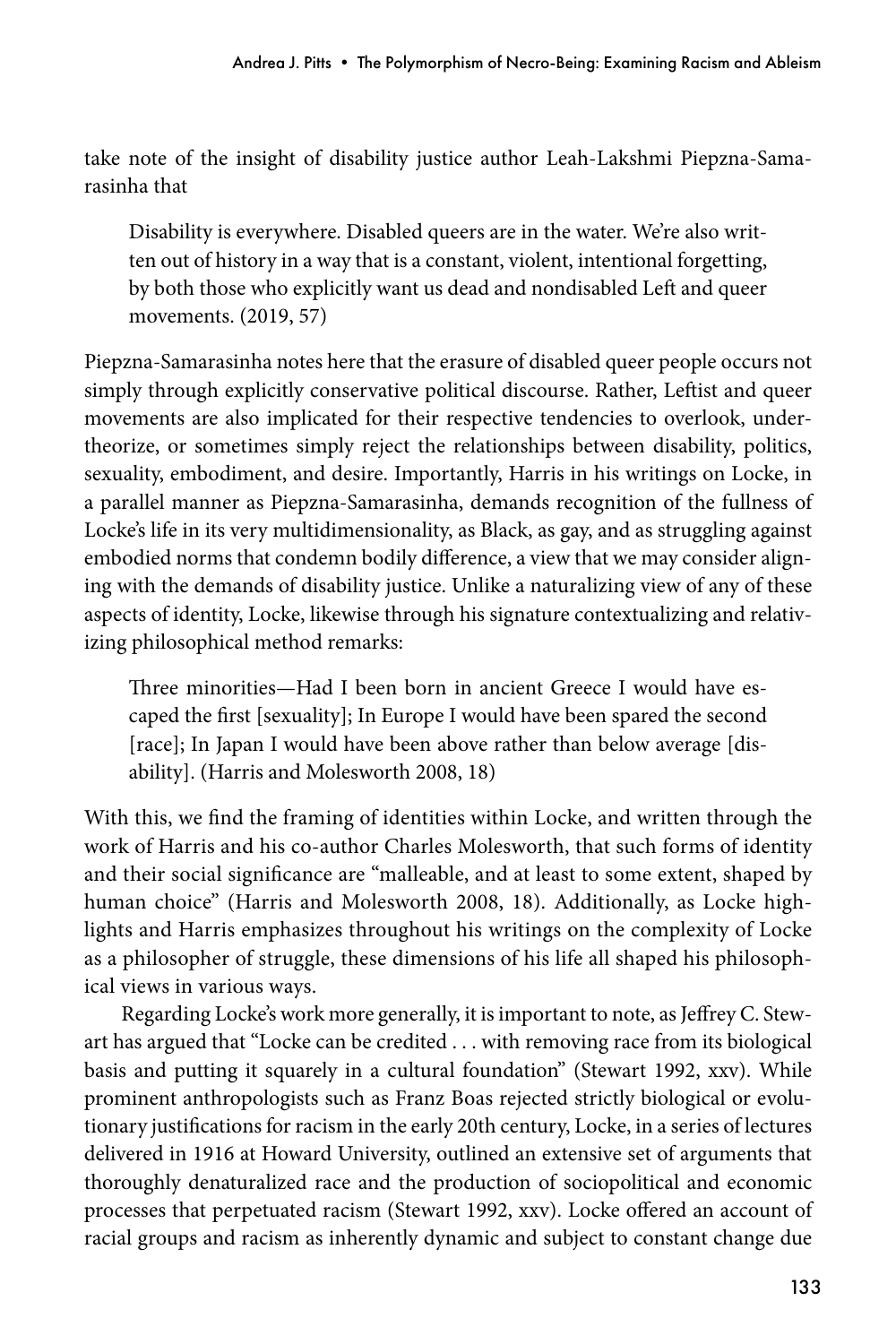take note of the insight of disability justice author Leah-Lakshmi Piepzna-Samarasinha that

> Disability is everywhere. Disabled queers are in the water. We're also written out of history in a way that is a constant, violent, intentional forgetting, by both those who explicitly want us dead and nondisabled Left and queer movements. (2019, 57)

Piepzna-Samarasinha notes here that the erasure of disabled queer people occurs not simply through explicitly conservative political discourse. Rather, Leftist and queer movements are also implicated for their respective tendencies to overlook, undertheorize, or sometimes simply reject the relationships between disability, politics, sexuality, embodiment, and desire. Importantly, Harris in his writings on Locke, in a parallel manner as Piepzna-Samarasinha, demands recognition of the fullness of Locke's life in its very multidimensionality, as Black, as gay, and as struggling against embodied norms that condemn bodily difference, a view that we may consider aligning with the demands of disability justice. Unlike a naturalizing view of any of these aspects of identity, Locke, likewise through his signature contextualizing and relativizing philosophical method remarks:

> Three minorities—Had I been born in ancient Greece I would have escaped the first [sexuality]; In Europe I would have been spared the second [race]; In Japan I would have been above rather than below average [disability]. (Harris and Molesworth 2008, 18)

With this, we find the framing of identities within Locke, and written through the work of Harris and his co-author Charles Molesworth, that such forms of identity and their social significance are "malleable, and at least to some extent, shaped by human choice" (Harris and Molesworth 2008, 18). Additionally, as Locke highlights and Harris emphasizes throughout his writings on the complexity of Locke as a philosopher of struggle, these dimensions of his life all shaped his philosophical views in various ways.

Regarding Locke's work more generally, it is important to note, as Jeffrey C. Stewart has argued that "Locke can be credited . . . with removing race from its biological basis and putting it squarely in a cultural foundation" (Stewart 1992, xxv). While prominent anthropologists such as Franz Boas rejected strictly biological or evolutionary justifications for racism in the early 20th century, Locke, in a series of lectures delivered in 1916 at Howard University, outlined an extensive set of arguments that thoroughly denaturalized race and the production of sociopolitical and economic processes that perpetuated racism (Stewart 1992, xxv). Locke offered an account of racial groups and racism as inherently dynamic and subject to constant change due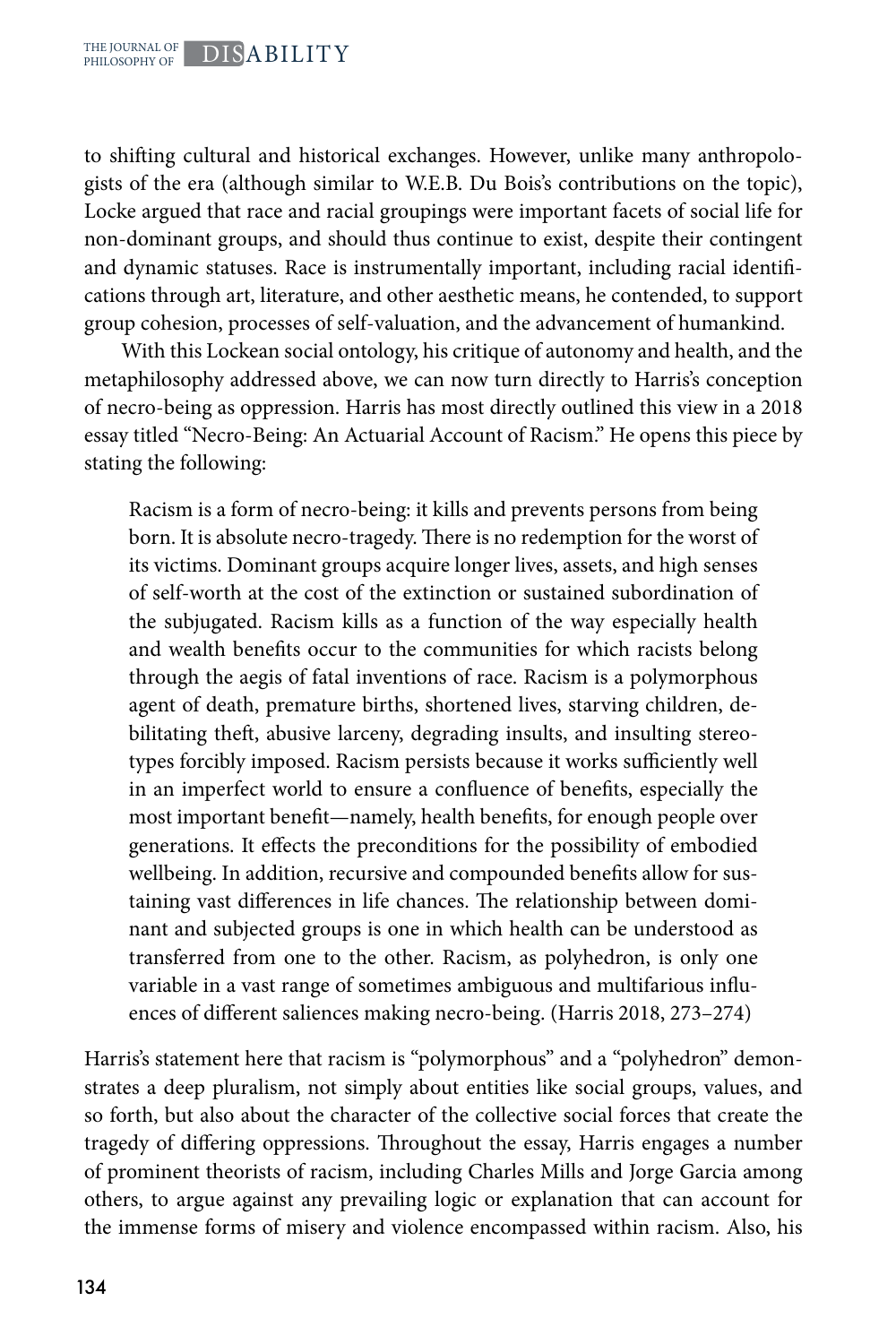to shifting cultural and historical exchanges. However, unlike many anthropologists of the era (although similar to W.E.B. Du Bois's contributions on the topic), Locke argued that race and racial groupings were important facets of social life for non-dominant groups, and should thus continue to exist, despite their contingent and dynamic statuses. Race is instrumentally important, including racial identifications through art, literature, and other aesthetic means, he contended, to support group cohesion, processes of self-valuation, and the advancement of humankind.

With this Lockean social ontology, his critique of autonomy and health, and the metaphilosophy addressed above, we can now turn directly to Harris's conception of necro-being as oppression. Harris has most directly outlined this view in a 2018 essay titled "Necro-Being: An Actuarial Account of Racism." He opens this piece by stating the following:

> Racism is a form of necro-being: it kills and prevents persons from being born. It is absolute necro-tragedy. There is no redemption for the worst of its victims. Dominant groups acquire longer lives, assets, and high senses of self-worth at the cost of the extinction or sustained subordination of the subjugated. Racism kills as a function of the way especially health and wealth benefits occur to the communities for which racists belong through the aegis of fatal inventions of race. Racism is a polymorphous agent of death, premature births, shortened lives, starving children, debilitating theft, abusive larceny, degrading insults, and insulting stereotypes forcibly imposed. Racism persists because it works sufficiently well in an imperfect world to ensure a confluence of benefits, especially the most important benefit—namely, health benefits, for enough people over generations. It effects the preconditions for the possibility of embodied wellbeing. In addition, recursive and compounded benefits allow for sustaining vast differences in life chances. The relationship between dominant and subjected groups is one in which health can be understood as transferred from one to the other. Racism, as polyhedron, is only one variable in a vast range of sometimes ambiguous and multifarious influences of different saliences making necro-being. (Harris 2018, 273–274)

Harris's statement here that racism is "polymorphous" and a "polyhedron" demonstrates a deep pluralism, not simply about entities like social groups, values, and so forth, but also about the character of the collective social forces that create the tragedy of differing oppressions. Throughout the essay, Harris engages a number of prominent theorists of racism, including Charles Mills and Jorge Garcia among others, to argue against any prevailing logic or explanation that can account for the immense forms of misery and violence encompassed within racism. Also, his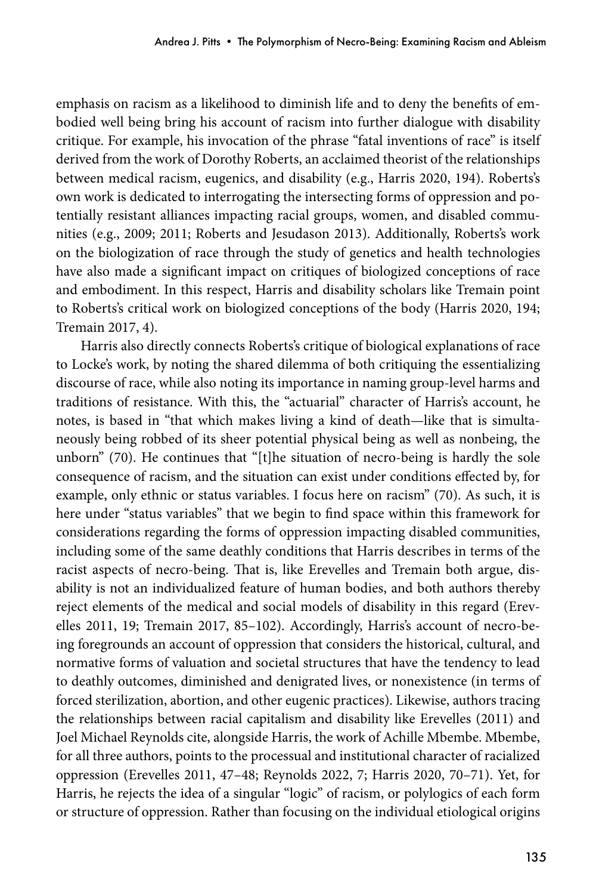emphasis on racism as a likelihood to diminish life and to deny the benefits of embodied well being bring his account of racism into further dialogue with disability critique. For example, his invocation of the phrase "fatal inventions of race" is itself derived from the work of Dorothy Roberts, an acclaimed theorist of the relationships between medical racism, eugenics, and disability (e.g., Harris 2020, 194). Roberts's own work is dedicated to interrogating the intersecting forms of oppression and potentially resistant alliances impacting racial groups, women, and disabled communities (e.g., 2009; 2011; Roberts and Jesudason 2013). Additionally, Roberts's work on the biologization of race through the study of genetics and health technologies have also made a significant impact on critiques of biologized conceptions of race and embodiment. In this respect, Harris and disability scholars like Tremain point to Roberts's critical work on biologized conceptions of the body (Harris 2020, 194; Tremain 2017, 4).

Harris also directly connects Roberts's critique of biological explanations of race to Locke's work, by noting the shared dilemma of both critiquing the essentializing discourse of race, while also noting its importance in naming group-level harms and traditions of resistance. With this, the "actuarial" character of Harris's account, he notes, is based in "that which makes living a kind of death—like that is simultaneously being robbed of its sheer potential physical being as well as nonbeing, the unborn" (70). He continues that "[t]he situation of necro-being is hardly the sole consequence of racism, and the situation can exist under conditions effected by, for example, only ethnic or status variables. I focus here on racism" (70). As such, it is here under "status variables" that we begin to find space within this framework for considerations regarding the forms of oppression impacting disabled communities, including some of the same deathly conditions that Harris describes in terms of the racist aspects of necro-being. That is, like Erevelles and Tremain both argue, disability is not an individualized feature of human bodies, and both authors thereby reject elements of the medical and social models of disability in this regard (Erevelles 2011, 19; Tremain 2017, 85–102). Accordingly, Harris's account of necro-being foregrounds an account of oppression that considers the historical, cultural, and normative forms of valuation and societal structures that have the tendency to lead to deathly outcomes, diminished and denigrated lives, or nonexistence (in terms of forced sterilization, abortion, and other eugenic practices). Likewise, authors tracing the relationships between racial capitalism and disability like Erevelles (2011) and Joel Michael Reynolds cite, alongside Harris, the work of Achille Mbembe. Mbembe, for all three authors, points to the processual and institutional character of racialized oppression (Erevelles 2011, 47–48; Reynolds 2022, 7; Harris 2020, 70–71). Yet, for Harris, he rejects the idea of a singular "logic" of racism, or polylogics of each form or structure of oppression. Rather than focusing on the individual etiological origins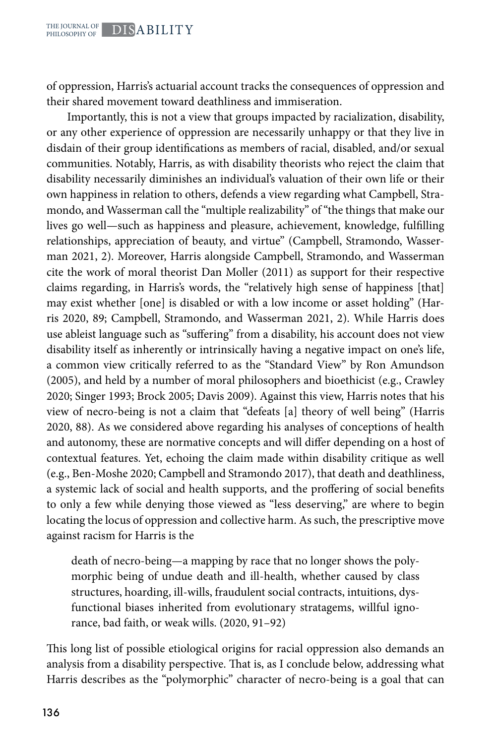of oppression, Harris's actuarial account tracks the consequences of oppression and their shared movement toward deathliness and immiseration.

Importantly, this is not a view that groups impacted by racialization, disability, or any other experience of oppression are necessarily unhappy or that they live in disdain of their group identifications as members of racial, disabled, and/or sexual communities. Notably, Harris, as with disability theorists who reject the claim that disability necessarily diminishes an individual's valuation of their own life or their own happiness in relation to others, defends a view regarding what Campbell, Stramondo, and Wasserman call the "multiple realizability" of "the things that make our lives go well—such as happiness and pleasure, achievement, knowledge, fulfilling relationships, appreciation of beauty, and virtue" (Campbell, Stramondo, Wasserman 2021, 2). Moreover, Harris alongside Campbell, Stramondo, and Wasserman cite the work of moral theorist Dan Moller (2011) as support for their respective claims regarding, in Harris's words, the "relatively high sense of happiness [that] may exist whether [one] is disabled or with a low income or asset holding" (Harris 2020, 89; Campbell, Stramondo, and Wasserman 2021, 2). While Harris does use ableist language such as "suffering" from a disability, his account does not view disability itself as inherently or intrinsically having a negative impact on one's life, a common view critically referred to as the "Standard View" by Ron Amundson (2005), and held by a number of moral philosophers and bioethicist (e.g., Crawley 2020; Singer 1993; Brock 2005; Davis 2009). Against this view, Harris notes that his view of necro-being is not a claim that "defeats [a] theory of well being" (Harris 2020, 88). As we considered above regarding his analyses of conceptions of health and autonomy, these are normative concepts and will differ depending on a host of contextual features. Yet, echoing the claim made within disability critique as well (e.g., Ben-Moshe 2020; Campbell and Stramondo 2017), that death and deathliness, a systemic lack of social and health supports, and the proffering of social benefits to only a few while denying those viewed as "less deserving," are where to begin locating the locus of oppression and collective harm. As such, the prescriptive move against racism for Harris is the

> death of necro-being—a mapping by race that no longer shows the polymorphic being of undue death and ill-health, whether caused by class structures, hoarding, ill-wills, fraudulent social contracts, intuitions, dysfunctional biases inherited from evolutionary stratagems, willful ignorance, bad faith, or weak wills. (2020, 91–92)

This long list of possible etiological origins for racial oppression also demands an analysis from a disability perspective. That is, as I conclude below, addressing what Harris describes as the "polymorphic" character of necro-being is a goal that can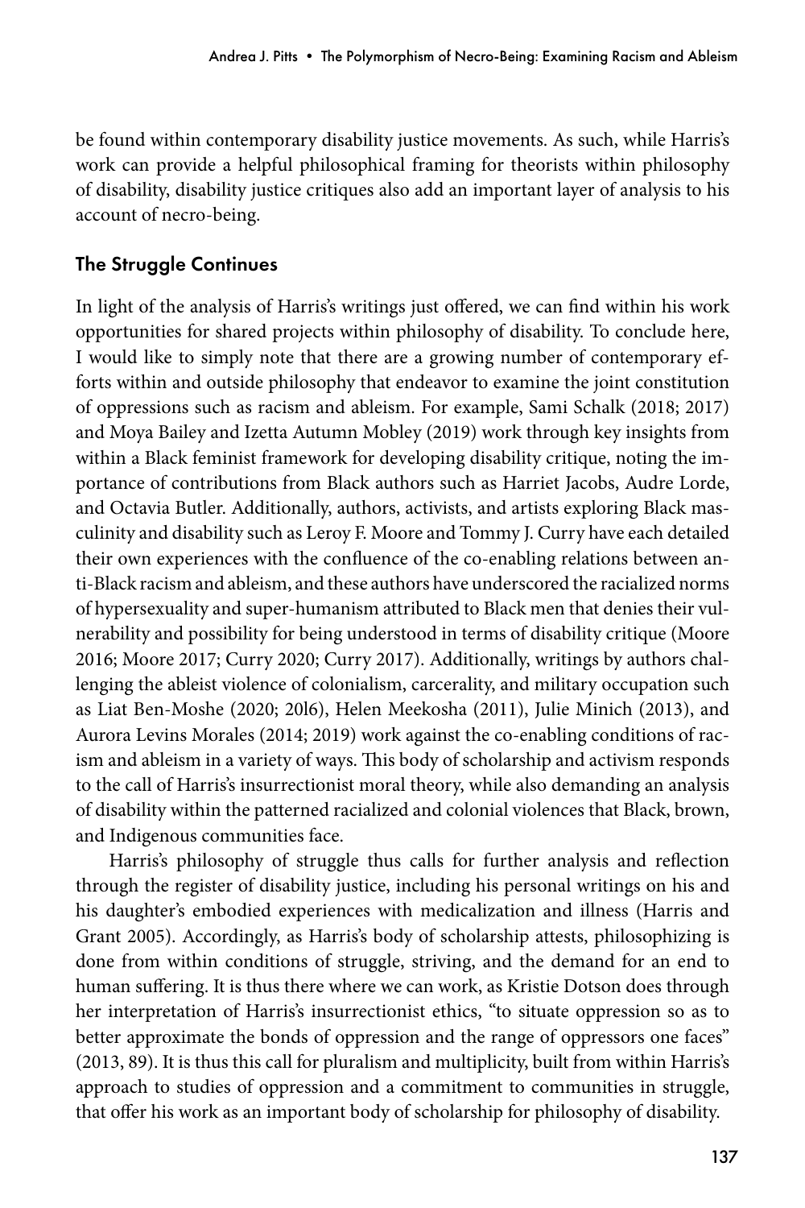be found within contemporary disability justice movements. As such, while Harris's work can provide a helpful philosophical framing for theorists within philosophy of disability, disability justice critiques also add an important layer of analysis to his account of necro-being.

## The Struggle Continues

In light of the analysis of Harris's writings just offered, we can find within his work opportunities for shared projects within philosophy of disability. To conclude here, I would like to simply note that there are a growing number of contemporary efforts within and outside philosophy that endeavor to examine the joint constitution of oppressions such as racism and ableism. For example, Sami Schalk (2018; 2017) and Moya Bailey and Izetta Autumn Mobley (2019) work through key insights from within a Black feminist framework for developing disability critique, noting the importance of contributions from Black authors such as Harriet Jacobs, Audre Lorde, and Octavia Butler. Additionally, authors, activists, and artists exploring Black masculinity and disability such as Leroy F. Moore and Tommy J. Curry have each detailed their own experiences with the confluence of the co-enabling relations between anti-Black racism and ableism, and these authors have underscored the racialized norms of hypersexuality and super-humanism attributed to Black men that denies their vulnerability and possibility for being understood in terms of disability critique (Moore 2016; Moore 2017; Curry 2020; Curry 2017). Additionally, writings by authors challenging the ableist violence of colonialism, carcerality, and military occupation such as Liat Ben-Moshe (2020; 20l6), Helen Meekosha (2011), Julie Minich (2013), and Aurora Levins Morales (2014; 2019) work against the co-enabling conditions of racism and ableism in a variety of ways. This body of scholarship and activism responds to the call of Harris's insurrectionist moral theory, while also demanding an analysis of disability within the patterned racialized and colonial violences that Black, brown, and Indigenous communities face.

Harris's philosophy of struggle thus calls for further analysis and reflection through the register of disability justice, including his personal writings on his and his daughter's embodied experiences with medicalization and illness (Harris and Grant 2005). Accordingly, as Harris's body of scholarship attests, philosophizing is done from within conditions of struggle, striving, and the demand for an end to human suffering. It is thus there where we can work, as Kristie Dotson does through her interpretation of Harris's insurrectionist ethics, "to situate oppression so as to better approximate the bonds of oppression and the range of oppressors one faces" (2013, 89). It is thus this call for pluralism and multiplicity, built from within Harris's approach to studies of oppression and a commitment to communities in struggle, that offer his work as an important body of scholarship for philosophy of disability.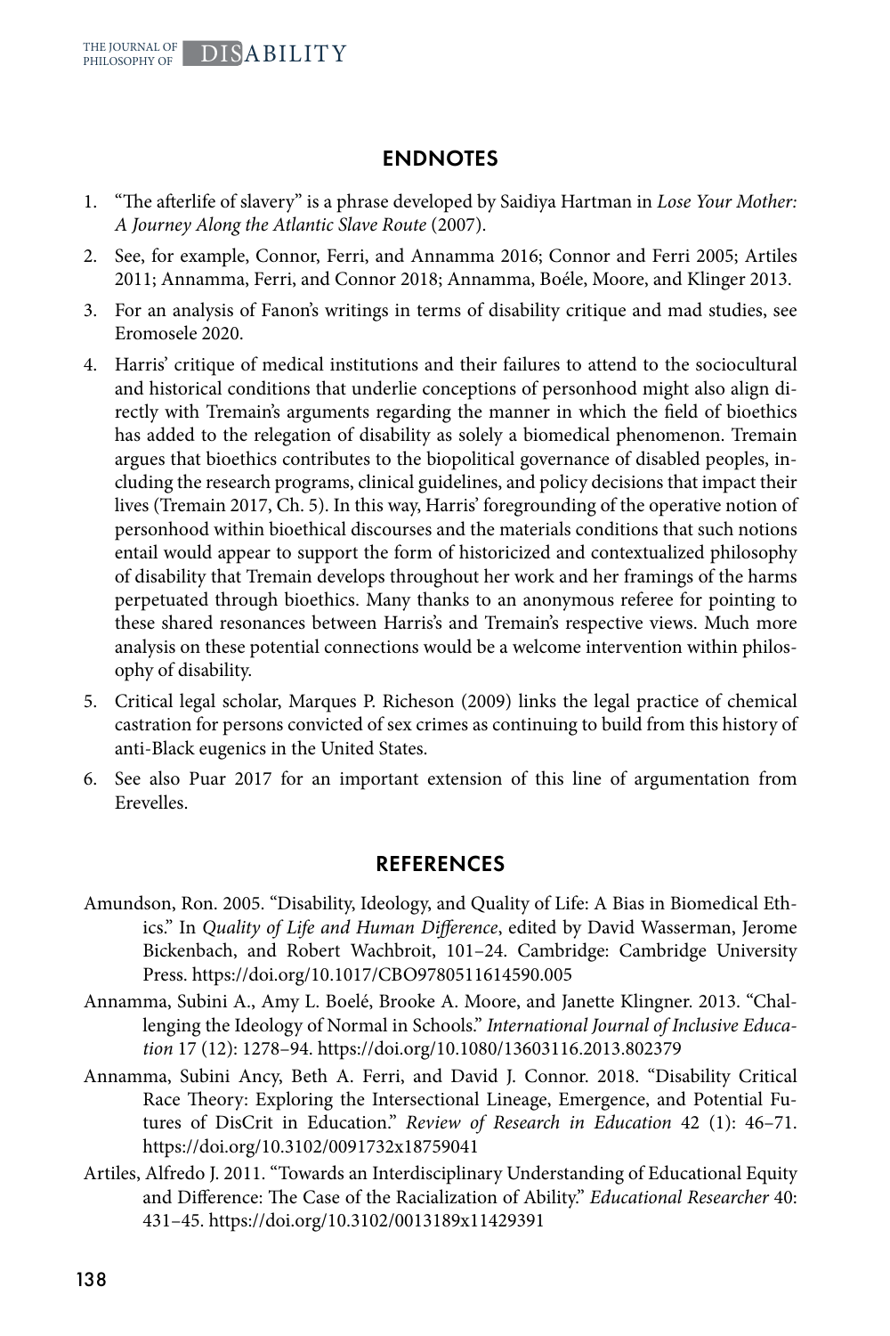## ENDNOTES

1. "The afterlife of slavery" is a phrase developed by Saidiya Hartman in *Lose Your Mother: A Journey Along the Atlantic Slave Route* (2007).
2. See, for example, Connor, Ferri, and Annamma 2016; Connor and Ferri 2005; Artiles 2011; Annamma, Ferri, and Connor 2018; Annamma, Boéle, Moore, and Klinger 2013.
3. For an analysis of Fanon's writings in terms of disability critique and mad studies, see Eromosele 2020.
4. Harris' critique of medical institutions and their failures to attend to the sociocultural and historical conditions that underlie conceptions of personhood might also align directly with Tremain's arguments regarding the manner in which the field of bioethics has added to the relegation of disability as solely a biomedical phenomenon. Tremain argues that bioethics contributes to the biopolitical governance of disabled peoples, including the research programs, clinical guidelines, and policy decisions that impact their lives (Tremain 2017, Ch. 5). In this way, Harris' foregrounding of the operative notion of personhood within bioethical discourses and the materials conditions that such notions entail would appear to support the form of historicized and contextualized philosophy of disability that Tremain develops throughout her work and her framings of the harms perpetuated through bioethics. Many thanks to an anonymous referee for pointing to these shared resonances between Harris's and Tremain's respective views. Much more analysis on these potential connections would be a welcome intervention within philosophy of disability.
5. Critical legal scholar, Marques P. Richeson (2009) links the legal practice of chemical castration for persons convicted of sex crimes as continuing to build from this history of anti-Black eugenics in the United States.
6. See also Puar 2017 for an important extension of this line of argumentation from Erevelles.

## REFERENCES

Amundson, Ron. 2005. "Disability, Ideology, and Quality of Life: A Bias in Biomedical Ethics." In *Quality of Life and Human Difference*, edited by David Wasserman, Jerome Bickenbach, and Robert Wachbroit, 101–24. Cambridge: Cambridge University Press. https://doi.org/10.1017/CBO9780511614590.005

Annamma, Subini A., Amy L. Boelé, Brooke A. Moore, and Janette Klingner. 2013. "Challenging the Ideology of Normal in Schools." *International Journal of Inclusive Education* 17 (12): 1278–94. https://doi.org/10.1080/13603116.2013.802379

Annamma, Subini Ancy, Beth A. Ferri, and David J. Connor. 2018. "Disability Critical Race Theory: Exploring the Intersectional Lineage, Emergence, and Potential Futures of DisCrit in Education." *Review of Research in Education* 42 (1): 46–71. https://doi.org/10.3102/0091732x18759041

Artiles, Alfredo J. 2011. "Towards an Interdisciplinary Understanding of Educational Equity and Difference: The Case of the Racialization of Ability." *Educational Researcher* 40: 431–45. https://doi.org/10.3102/0013189x11429391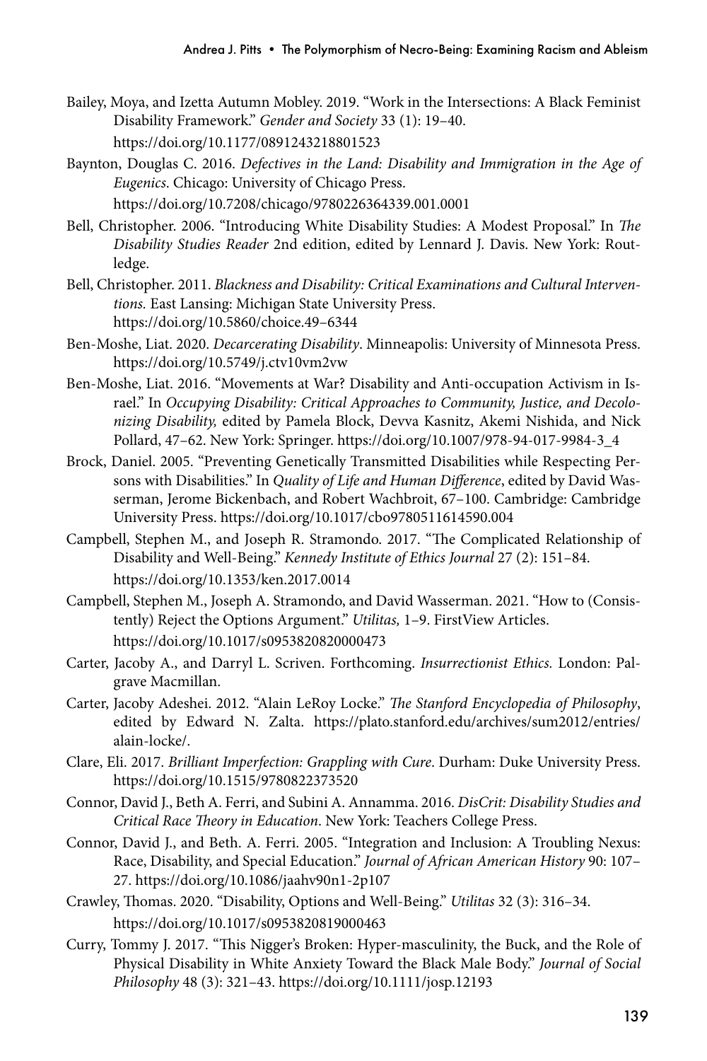Bailey, Moya, and Izetta Autumn Mobley. 2019. "Work in the Intersections: A Black Feminist Disability Framework." *Gender and Society* 33 (1): 19–40. https://doi.org/10.1177/0891243218801523

Baynton, Douglas C. 2016. *Defectives in the Land: Disability and Immigration in the Age of Eugenics*. Chicago: University of Chicago Press. https://doi.org/10.7208/chicago/9780226364339.001.0001

Bell, Christopher. 2006. "Introducing White Disability Studies: A Modest Proposal." In *The Disability Studies Reader* 2nd edition, edited by Lennard J. Davis. New York: Routledge.

Bell, Christopher. 2011. *Blackness and Disability: Critical Examinations and Cultural Interventions.* East Lansing: Michigan State University Press. https://doi.org/10.5860/choice.49–6344

Ben-Moshe, Liat. 2020. *Decarcerating Disability*. Minneapolis: University of Minnesota Press. https://doi.org/10.5749/j.ctv10vm2vw

Ben-Moshe, Liat. 2016. "Movements at War? Disability and Anti-occupation Activism in Israel." In *Occupying Disability: Critical Approaches to Community, Justice, and Decolonizing Disability,* edited by Pamela Block, Devva Kasnitz, Akemi Nishida, and Nick Pollard, 47–62. New York: Springer. https://doi.org/10.1007/978-94-017-9984-3_4

Brock, Daniel. 2005. "Preventing Genetically Transmitted Disabilities while Respecting Persons with Disabilities." In *Quality of Life and Human Difference*, edited by David Wasserman, Jerome Bickenbach, and Robert Wachbroit, 67–100. Cambridge: Cambridge University Press. https://doi.org/10.1017/cbo9780511614590.004

Campbell, Stephen M., and Joseph R. Stramondo. 2017. "The Complicated Relationship of Disability and Well-Being." *Kennedy Institute of Ethics Journal* 27 (2): 151–84. https://doi.org/10.1353/ken.2017.0014

Campbell, Stephen M., Joseph A. Stramondo, and David Wasserman. 2021. "How to (Consistently) Reject the Options Argument." *Utilitas,* 1–9. FirstView Articles. https://doi.org/10.1017/s0953820820000473

Carter, Jacoby A., and Darryl L. Scriven. Forthcoming. *Insurrectionist Ethics.* London: Palgrave Macmillan.

Carter, Jacoby Adeshei. 2012. "Alain LeRoy Locke." *The Stanford Encyclopedia of Philosophy*, edited by Edward N. Zalta. https://plato.stanford.edu/archives/sum2012/entries/alain-locke/.

Clare, Eli. 2017. *Brilliant Imperfection: Grappling with Cure*. Durham: Duke University Press. https://doi.org/10.1515/9780822373520

Connor, David J., Beth A. Ferri, and Subini A. Annamma. 2016. *DisCrit: Disability Studies and Critical Race Theory in Education*. New York: Teachers College Press.

Connor, David J., and Beth. A. Ferri. 2005. "Integration and Inclusion: A Troubling Nexus: Race, Disability, and Special Education." *Journal of African American History* 90: 107–27. https://doi.org/10.1086/jaahv90n1-2p107

Crawley, Thomas. 2020. "Disability, Options and Well-Being." *Utilitas* 32 (3): 316–34. https://doi.org/10.1017/s0953820819000463

Curry, Tommy J. 2017. "This Nigger's Broken: Hyper-masculinity, the Buck, and the Role of Physical Disability in White Anxiety Toward the Black Male Body." *Journal of Social Philosophy* 48 (3): 321–43. https://doi.org/10.1111/josp.12193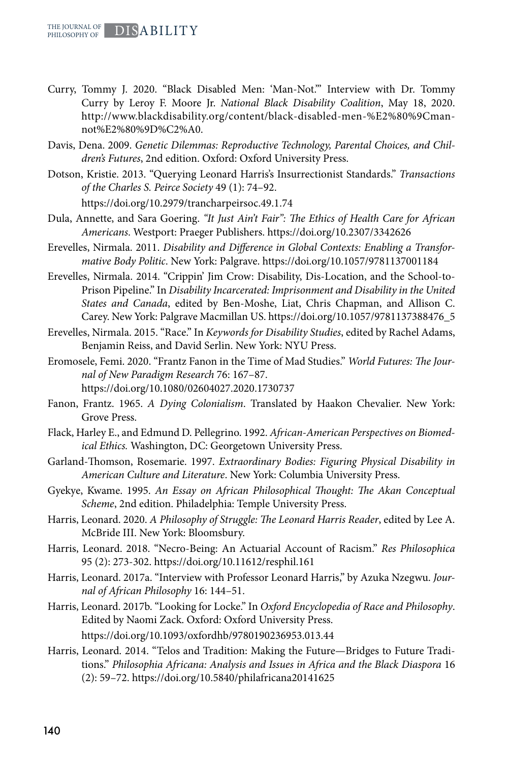Curry, Tommy J. 2020. "Black Disabled Men: 'Man-Not.'" Interview with Dr. Tommy Curry by Leroy F. Moore Jr. *National Black Disability Coalition*, May 18, 2020. http://www.blackdisability.org/content/black-disabled-men-%E2%80%9Cman-not%E2%80%9D%C2%A0.

Davis, Dena. 2009. *Genetic Dilemmas: Reproductive Technology, Parental Choices, and Children's Futures*, 2nd edition. Oxford: Oxford University Press.

Dotson, Kristie. 2013. "Querying Leonard Harris's Insurrectionist Standards." *Transactions of the Charles S. Peirce Society* 49 (1): 74–92. https://doi.org/10.2979/trancharpeirsoc.49.1.74

Dula, Annette, and Sara Goering. *"It Just Ain't Fair": The Ethics of Health Care for African Americans*. Westport: Praeger Publishers. https://doi.org/10.2307/3342626

Erevelles, Nirmala. 2011. *Disability and Difference in Global Contexts: Enabling a Transformative Body Politic*. New York: Palgrave. https://doi.org/10.1057/9781137001184

Erevelles, Nirmala. 2014. "Crippin' Jim Crow: Disability, Dis-Location, and the School-to-Prison Pipeline." In *Disability Incarcerated: Imprisonment and Disability in the United States and Canada*, edited by Ben-Moshe, Liat, Chris Chapman, and Allison C. Carey. New York: Palgrave Macmillan US. https://doi.org/10.1057/9781137388476_5

Erevelles, Nirmala. 2015. "Race." In *Keywords for Disability Studies*, edited by Rachel Adams, Benjamin Reiss, and David Serlin. New York: NYU Press.

Eromosele, Femi. 2020. "Frantz Fanon in the Time of Mad Studies." *World Futures: The Journal of New Paradigm Research* 76: 167–87. https://doi.org/10.1080/02604027.2020.1730737

Fanon, Frantz. 1965. *A Dying Colonialism*. Translated by Haakon Chevalier. New York: Grove Press.

Flack, Harley E., and Edmund D. Pellegrino. 1992. *African-American Perspectives on Biomedical Ethics.* Washington, DC: Georgetown University Press.

Garland-Thomson, Rosemarie. 1997. *Extraordinary Bodies: Figuring Physical Disability in American Culture and Literature*. New York: Columbia University Press.

Gyekye, Kwame. 1995. *An Essay on African Philosophical Thought: The Akan Conceptual Scheme*, 2nd edition. Philadelphia: Temple University Press.

Harris, Leonard. 2020. *A Philosophy of Struggle: The Leonard Harris Reader*, edited by Lee A. McBride III. New York: Bloomsbury.

Harris, Leonard. 2018. "Necro-Being: An Actuarial Account of Racism." *Res Philosophica* 95 (2): 273-302. https://doi.org/10.11612/resphil.161

Harris, Leonard. 2017a. "Interview with Professor Leonard Harris," by Azuka Nzegwu. *Journal of African Philosophy* 16: 144–51.

Harris, Leonard. 2017b. "Looking for Locke." In *Oxford Encyclopedia of Race and Philosophy*. Edited by Naomi Zack. Oxford: Oxford University Press. https://doi.org/10.1093/oxfordhb/9780190236953.013.44

Harris, Leonard. 2014. "Telos and Tradition: Making the Future—Bridges to Future Traditions." *Philosophia Africana: Analysis and Issues in Africa and the Black Diaspora* 16 (2): 59–72. https://doi.org/10.5840/philafricana20141625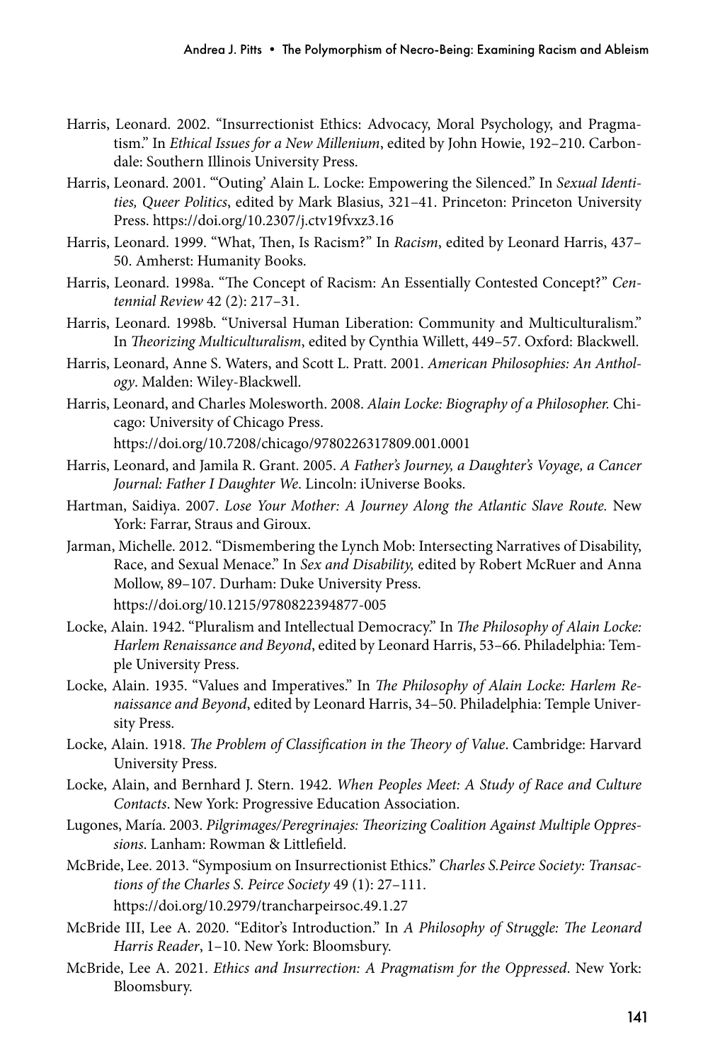Harris, Leonard. 2002. "Insurrectionist Ethics: Advocacy, Moral Psychology, and Pragmatism." In *Ethical Issues for a New Millenium*, edited by John Howie, 192–210. Carbondale: Southern Illinois University Press.

Harris, Leonard. 2001. "'Outing' Alain L. Locke: Empowering the Silenced." In *Sexual Identities, Queer Politics*, edited by Mark Blasius, 321–41. Princeton: Princeton University Press. https://doi.org/10.2307/j.ctv19fvxz3.16

Harris, Leonard. 1999. "What, Then, Is Racism?" In *Racism*, edited by Leonard Harris, 437–50. Amherst: Humanity Books.

Harris, Leonard. 1998a. "The Concept of Racism: An Essentially Contested Concept?" *Centennial Review* 42 (2): 217–31.

Harris, Leonard. 1998b. "Universal Human Liberation: Community and Multiculturalism." In *Theorizing Multiculturalism*, edited by Cynthia Willett, 449–57. Oxford: Blackwell.

Harris, Leonard, Anne S. Waters, and Scott L. Pratt. 2001. *American Philosophies: An Anthology*. Malden: Wiley-Blackwell.

Harris, Leonard, and Charles Molesworth. 2008. *Alain Locke: Biography of a Philosopher.* Chicago: University of Chicago Press.
https://doi.org/10.7208/chicago/9780226317809.001.0001

Harris, Leonard, and Jamila R. Grant. 2005. *A Father's Journey, a Daughter's Voyage, a Cancer Journal: Father I Daughter We*. Lincoln: iUniverse Books.

Hartman, Saidiya. 2007. *Lose Your Mother: A Journey Along the Atlantic Slave Route.* New York: Farrar, Straus and Giroux.

Jarman, Michelle. 2012. "Dismembering the Lynch Mob: Intersecting Narratives of Disability, Race, and Sexual Menace." In *Sex and Disability,* edited by Robert McRuer and Anna Mollow, 89–107. Durham: Duke University Press.
https://doi.org/10.1215/9780822394877-005

Locke, Alain. 1942. "Pluralism and Intellectual Democracy." In *The Philosophy of Alain Locke: Harlem Renaissance and Beyond*, edited by Leonard Harris, 53–66. Philadelphia: Temple University Press.

Locke, Alain. 1935. "Values and Imperatives." In *The Philosophy of Alain Locke: Harlem Renaissance and Beyond*, edited by Leonard Harris, 34–50. Philadelphia: Temple University Press.

Locke, Alain. 1918. *The Problem of Classification in the Theory of Value*. Cambridge: Harvard University Press.

Locke, Alain, and Bernhard J. Stern. 1942. *When Peoples Meet: A Study of Race and Culture Contacts*. New York: Progressive Education Association.

Lugones, María. 2003. *Pilgrimages/Peregrinajes: Theorizing Coalition Against Multiple Oppressions*. Lanham: Rowman & Littlefield.

McBride, Lee. 2013. "Symposium on Insurrectionist Ethics." *Charles S.Peirce Society: Transactions of the Charles S. Peirce Society* 49 (1): 27–111.
https://doi.org/10.2979/trancharpeirsoc.49.1.27

McBride III, Lee A. 2020. "Editor's Introduction." In *A Philosophy of Struggle: The Leonard Harris Reader*, 1–10. New York: Bloomsbury.

McBride, Lee A. 2021. *Ethics and Insurrection: A Pragmatism for the Oppressed*. New York: Bloomsbury.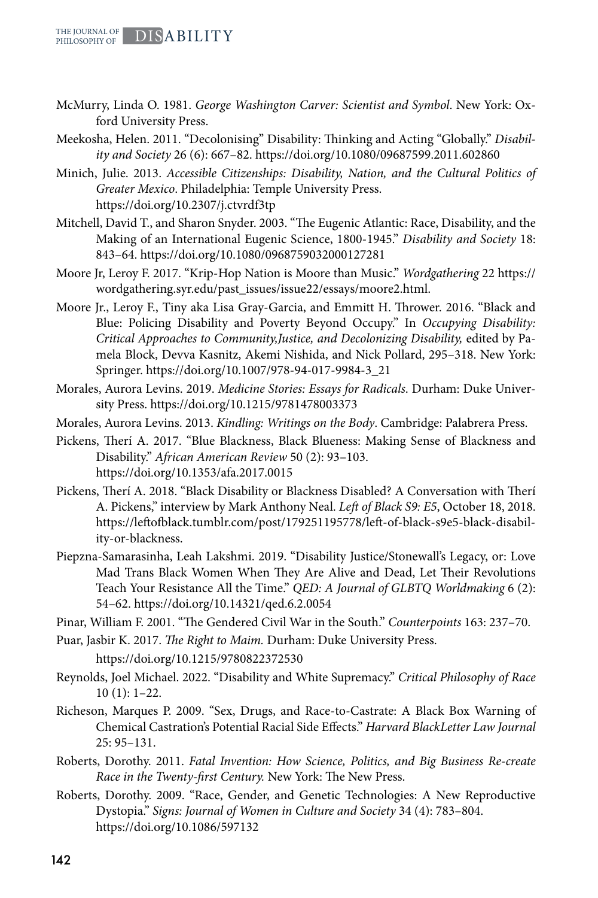McMurry, Linda O. 1981. *George Washington Carver: Scientist and Symbol*. New York: Oxford University Press.

Meekosha, Helen. 2011. "Decolonising" Disability: Thinking and Acting "Globally." *Disability and Society* 26 (6): 667–82. https://doi.org/10.1080/09687599.2011.602860

Minich, Julie. 2013. *Accessible Citizenships: Disability, Nation, and the Cultural Politics of Greater Mexico*. Philadelphia: Temple University Press. https://doi.org/10.2307/j.ctvrdf3tp

Mitchell, David T., and Sharon Snyder. 2003. "The Eugenic Atlantic: Race, Disability, and the Making of an International Eugenic Science, 1800-1945." *Disability and Society* 18: 843–64. https://doi.org/10.1080/0968759032000127281

Moore Jr, Leroy F. 2017. "Krip-Hop Nation is Moore than Music." *Wordgathering* 22 https://wordgathering.syr.edu/past_issues/issue22/essays/moore2.html.

Moore Jr., Leroy F., Tiny aka Lisa Gray-Garcia, and Emmitt H. Thrower. 2016. "Black and Blue: Policing Disability and Poverty Beyond Occupy." In *Occupying Disability: Critical Approaches to Community,Justice, and Decolonizing Disability,* edited by Pamela Block, Devva Kasnitz, Akemi Nishida, and Nick Pollard, 295–318. New York: Springer. https://doi.org/10.1007/978-94-017-9984-3_21

Morales, Aurora Levins. 2019. *Medicine Stories: Essays for Radicals*. Durham: Duke University Press. https://doi.org/10.1215/9781478003373

Morales, Aurora Levins. 2013. *Kindling: Writings on the Body*. Cambridge: Palabrera Press.

Pickens, Therí A. 2017. "Blue Blackness, Black Blueness: Making Sense of Blackness and Disability." *African American Review* 50 (2): 93–103. https://doi.org/10.1353/afa.2017.0015

Pickens, Therí A. 2018. "Black Disability or Blackness Disabled? A Conversation with Therí A. Pickens," interview by Mark Anthony Neal. *Left of Black S9: E5*, October 18, 2018. https://leftofblack.tumblr.com/post/179251195778/left-of-black-s9e5-black-disability-or-blackness.

Piepzna-Samarasinha, Leah Lakshmi. 2019. "Disability Justice/Stonewall's Legacy, or: Love Mad Trans Black Women When They Are Alive and Dead, Let Their Revolutions Teach Your Resistance All the Time." *QED: A Journal of GLBTQ Worldmaking* 6 (2): 54–62. https://doi.org/10.14321/qed.6.2.0054

Pinar, William F. 2001. "The Gendered Civil War in the South." *Counterpoints* 163: 237–70.

Puar, Jasbir K. 2017. *The Right to Maim.* Durham: Duke University Press. https://doi.org/10.1215/9780822372530

Reynolds, Joel Michael. 2022. "Disability and White Supremacy." *Critical Philosophy of Race* 10 (1): 1–22.

Richeson, Marques P. 2009. "Sex, Drugs, and Race-to-Castrate: A Black Box Warning of Chemical Castration's Potential Racial Side Effects." *Harvard BlackLetter Law Journal* 25: 95–131.

Roberts, Dorothy. 2011. *Fatal Invention: How Science, Politics, and Big Business Re-create Race in the Twenty-first Century.* New York: The New Press.

Roberts, Dorothy. 2009. "Race, Gender, and Genetic Technologies: A New Reproductive Dystopia." *Signs: Journal of Women in Culture and Society* 34 (4): 783–804. https://doi.org/10.1086/597132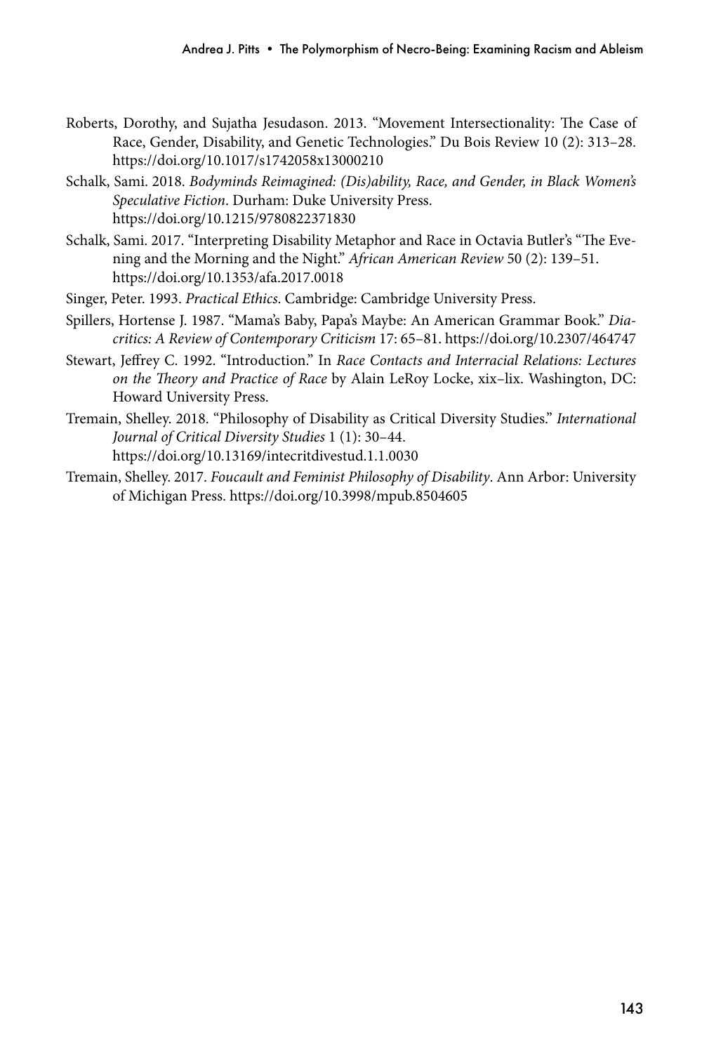Roberts, Dorothy, and Sujatha Jesudason. 2013. "Movement Intersectionality: The Case of Race, Gender, Disability, and Genetic Technologies." Du Bois Review 10 (2): 313–28. https://doi.org/10.1017/s1742058x13000210

Schalk, Sami. 2018. *Bodyminds Reimagined: (Dis)ability, Race, and Gender, in Black Women's Speculative Fiction*. Durham: Duke University Press. https://doi.org/10.1215/9780822371830

Schalk, Sami. 2017. "Interpreting Disability Metaphor and Race in Octavia Butler's "The Evening and the Morning and the Night." *African American Review* 50 (2): 139–51. https://doi.org/10.1353/afa.2017.0018

Singer, Peter. 1993. *Practical Ethics*. Cambridge: Cambridge University Press.

Spillers, Hortense J. 1987. "Mama's Baby, Papa's Maybe: An American Grammar Book." *Diacritics: A Review of Contemporary Criticism* 17: 65–81. https://doi.org/10.2307/464747

Stewart, Jeffrey C. 1992. "Introduction." In *Race Contacts and Interracial Relations: Lectures on the Theory and Practice of Race* by Alain LeRoy Locke, xix–lix. Washington, DC: Howard University Press.

Tremain, Shelley. 2018. "Philosophy of Disability as Critical Diversity Studies." *International Journal of Critical Diversity Studies* 1 (1): 30–44. https://doi.org/10.13169/intecritdivestud.1.1.0030

Tremain, Shelley. 2017. *Foucault and Feminist Philosophy of Disability*. Ann Arbor: University of Michigan Press. https://doi.org/10.3998/mpub.8504605